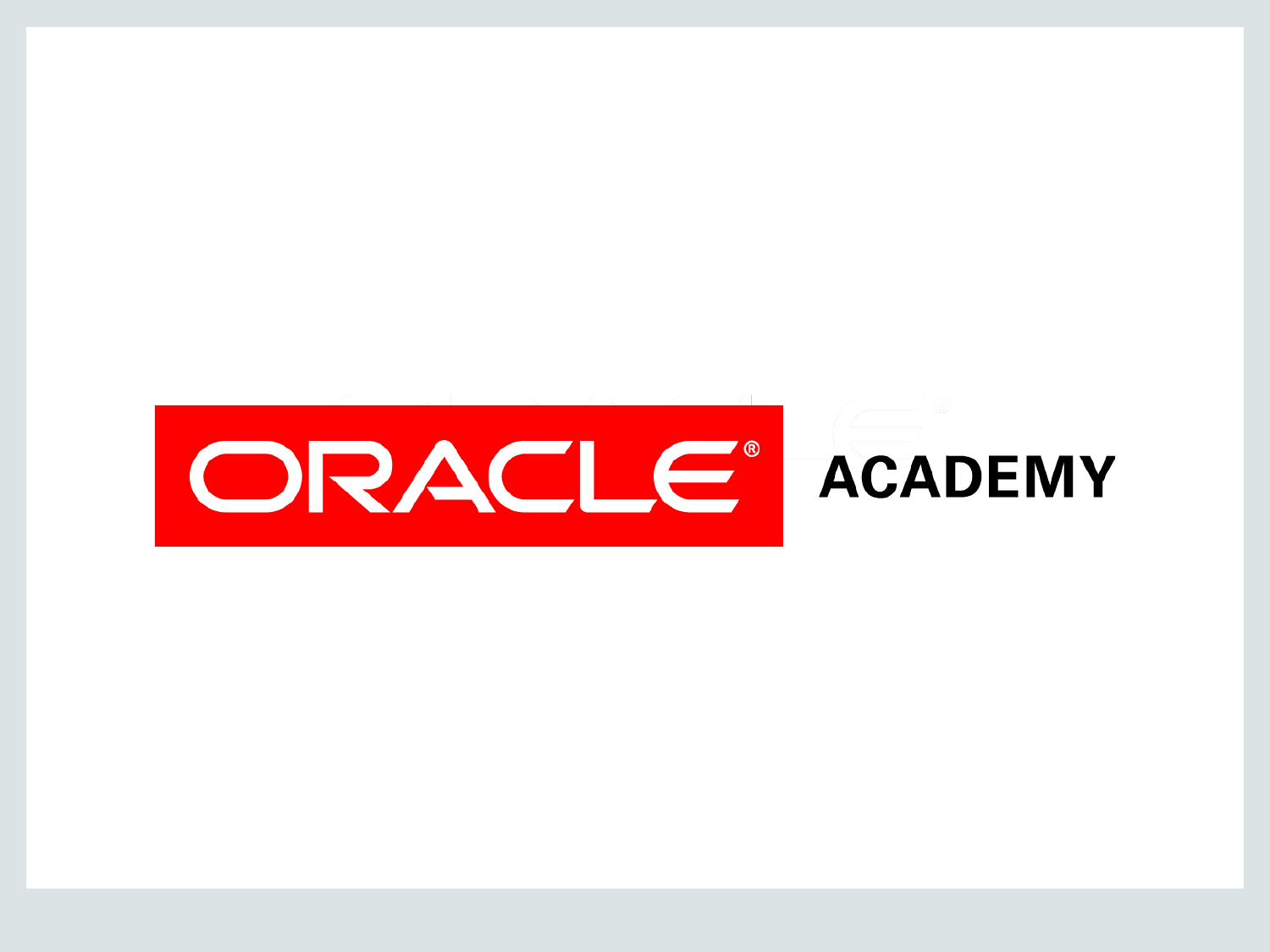ORACLE® ACADEMY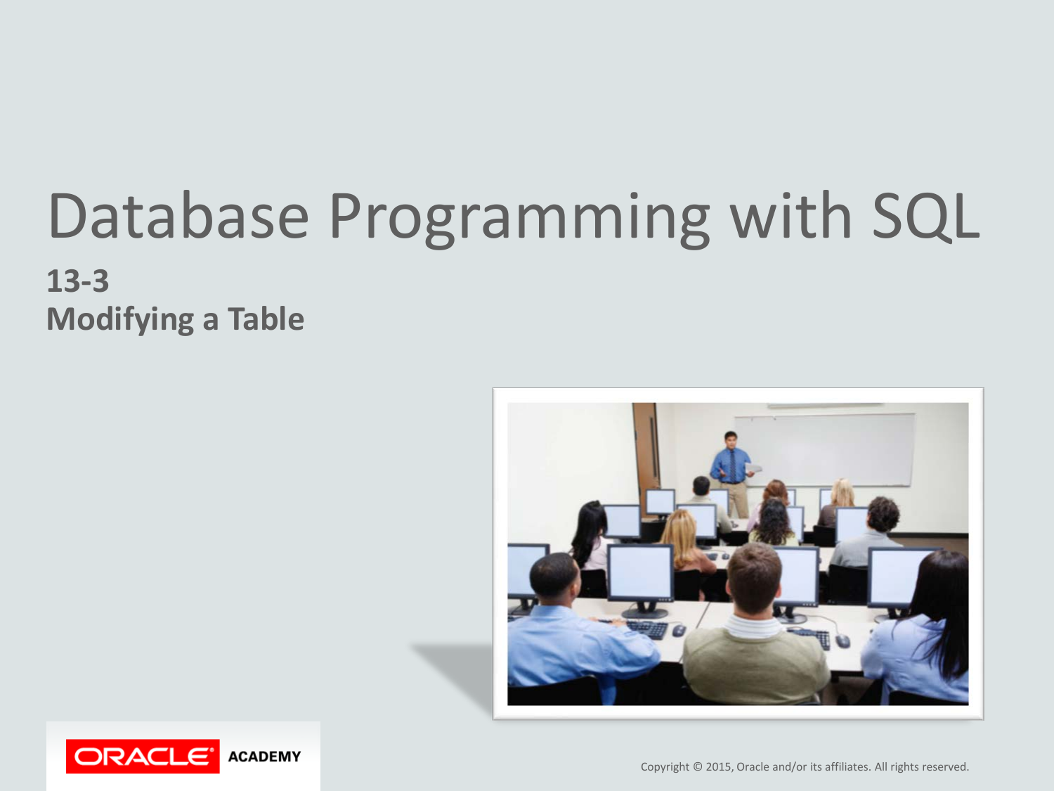# Database Programming with SQL

## 13-3
## Modifying a Table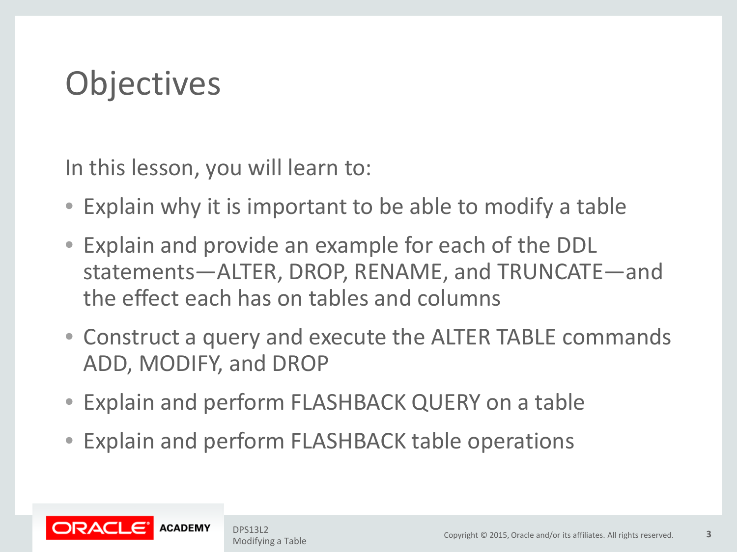# Objectives

In this lesson, you will learn to:

- Explain why it is important to be able to modify a table
- Explain and provide an example for each of the DDL statements—ALTER, DROP, RENAME, and TRUNCATE—and the effect each has on tables and columns
- Construct a query and execute the ALTER TABLE commands ADD, MODIFY, and DROP
- Explain and perform FLASHBACK QUERY on a table
- Explain and perform FLASHBACK table operations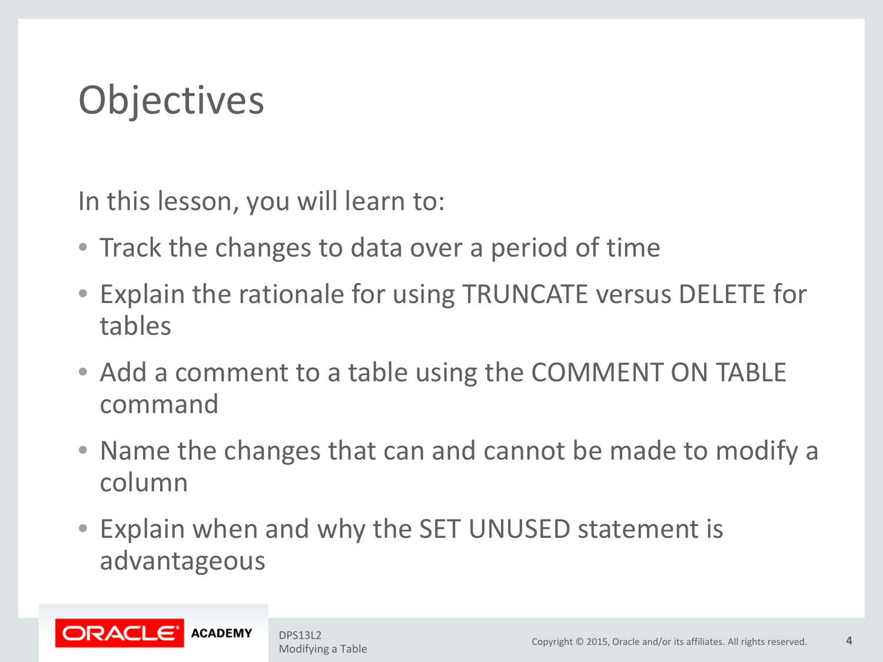# Objectives

In this lesson, you will learn to:

- Track the changes to data over a period of time
- Explain the rationale for using TRUNCATE versus DELETE for tables
- Add a comment to a table using the COMMENT ON TABLE command
- Name the changes that can and cannot be made to modify a column
- Explain when and why the SET UNUSED statement is advantageous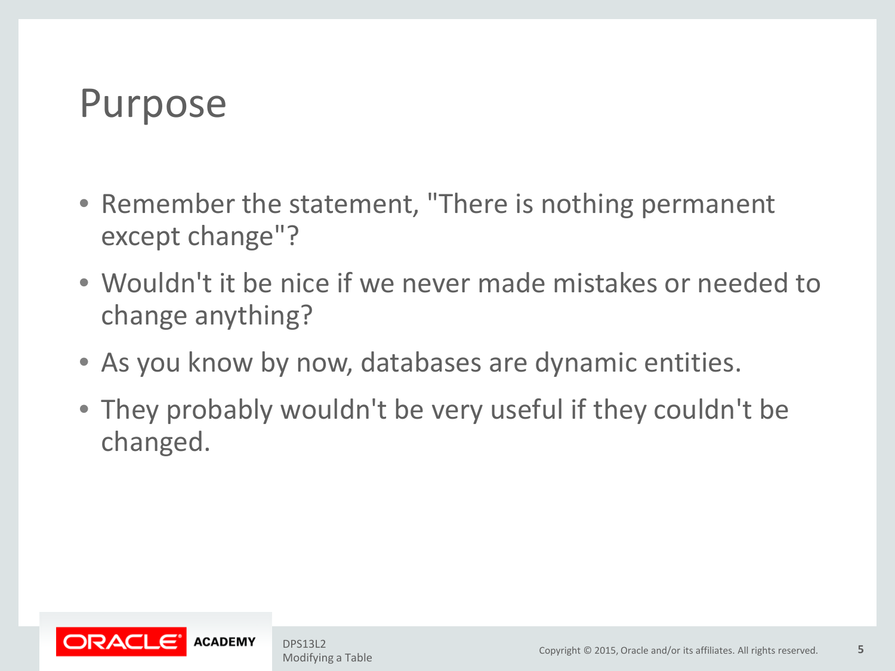# Purpose

- Remember the statement, "There is nothing permanent except change"?
- Wouldn't it be nice if we never made mistakes or needed to change anything?
- As you know by now, databases are dynamic entities.
- They probably wouldn't be very useful if they couldn't be changed.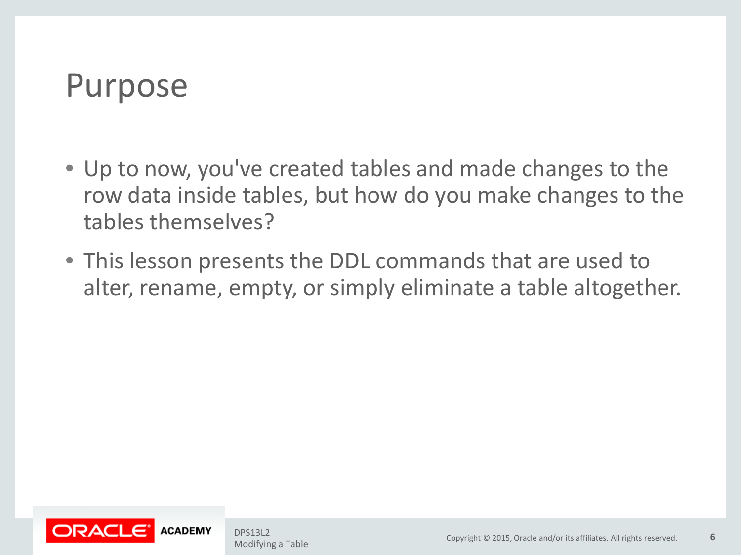# Purpose

- Up to now, you've created tables and made changes to the row data inside tables, but how do you make changes to the tables themselves?
- This lesson presents the DDL commands that are used to alter, rename, empty, or simply eliminate a table altogether.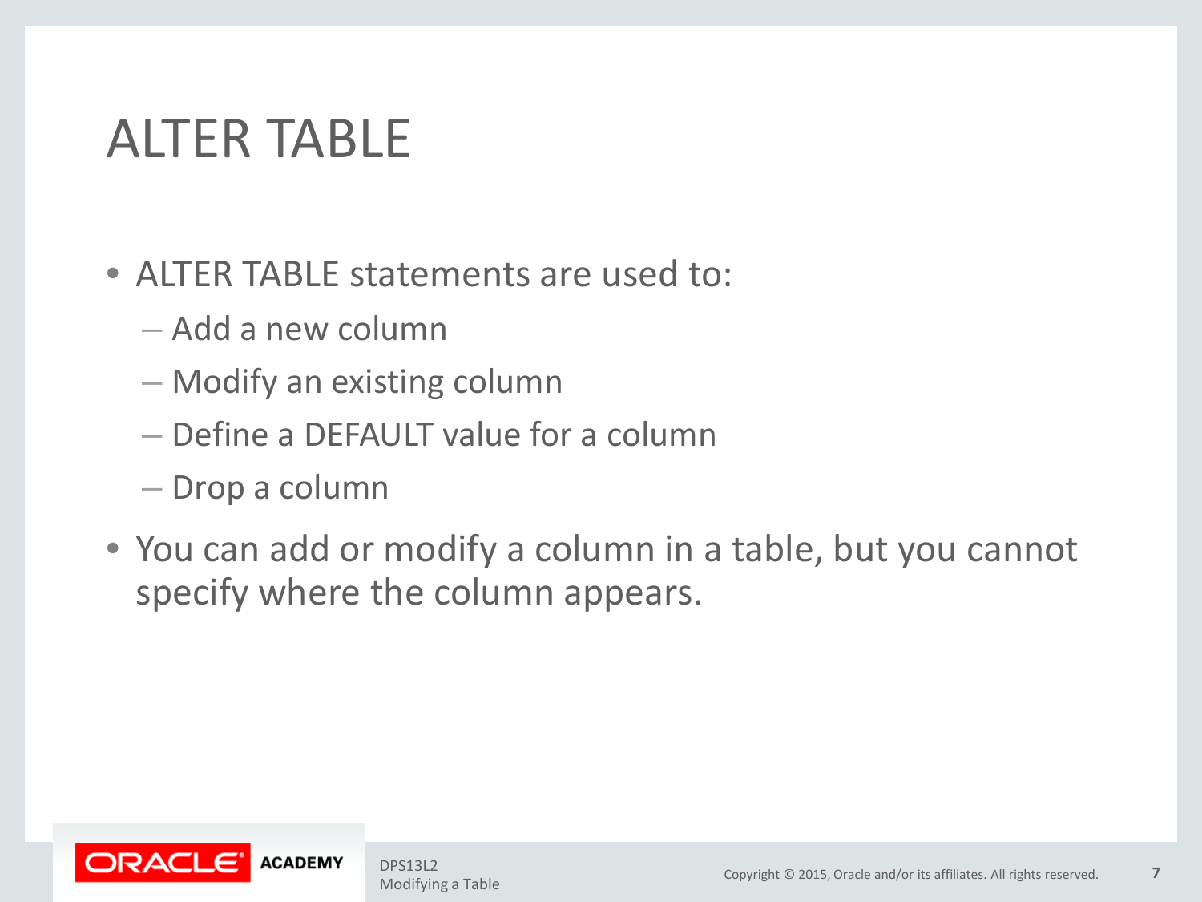# ALTER TABLE

- ALTER TABLE statements are used to:
  - Add a new column
  - Modify an existing column
  - Define a DEFAULT value for a column
  - Drop a column
- You can add or modify a column in a table, but you cannot specify where the column appears.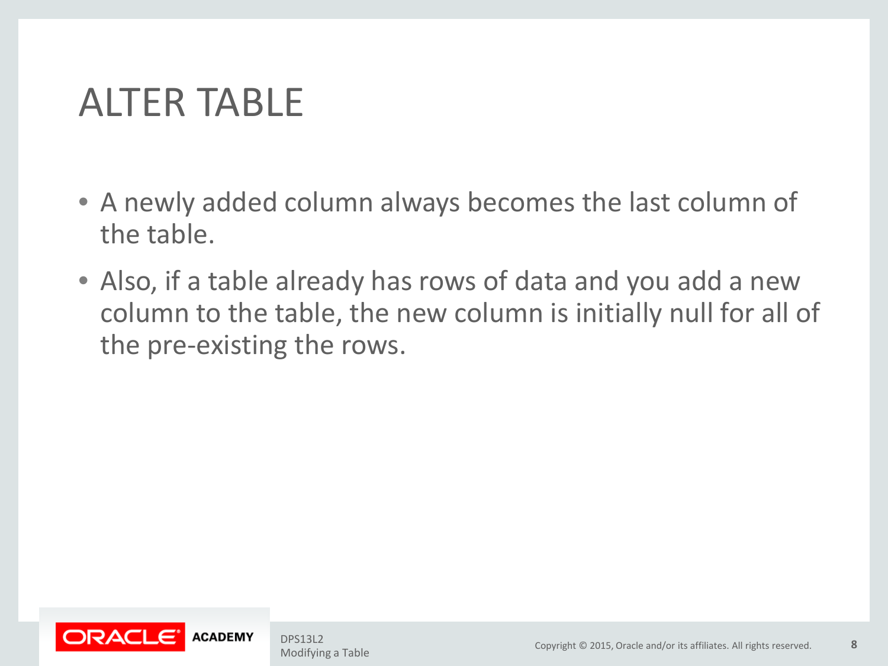# ALTER TABLE

- A newly added column always becomes the last column of the table.
- Also, if a table already has rows of data and you add a new column to the table, the new column is initially null for all of the pre-existing the rows.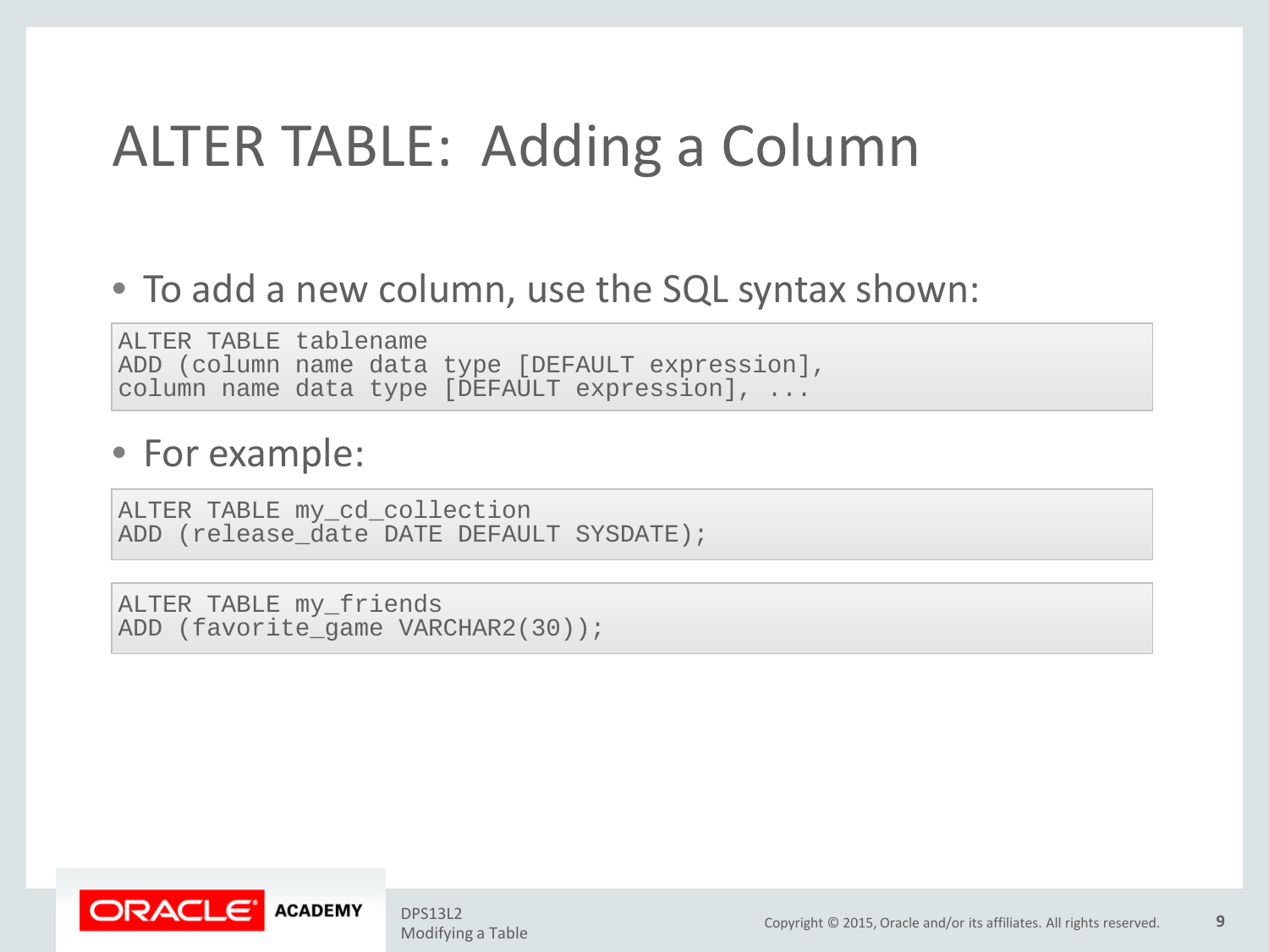# ALTER TABLE: Adding a Column

- To add a new column, use the SQL syntax shown:

```
ALTER TABLE tablename
ADD (column name data type [DEFAULT expression],
column name data type [DEFAULT expression], ...
```

- For example:

```
ALTER TABLE my_cd_collection
ADD (release_date DATE DEFAULT SYSDATE);
```

```
ALTER TABLE my_friends
ADD (favorite_game VARCHAR2(30));
```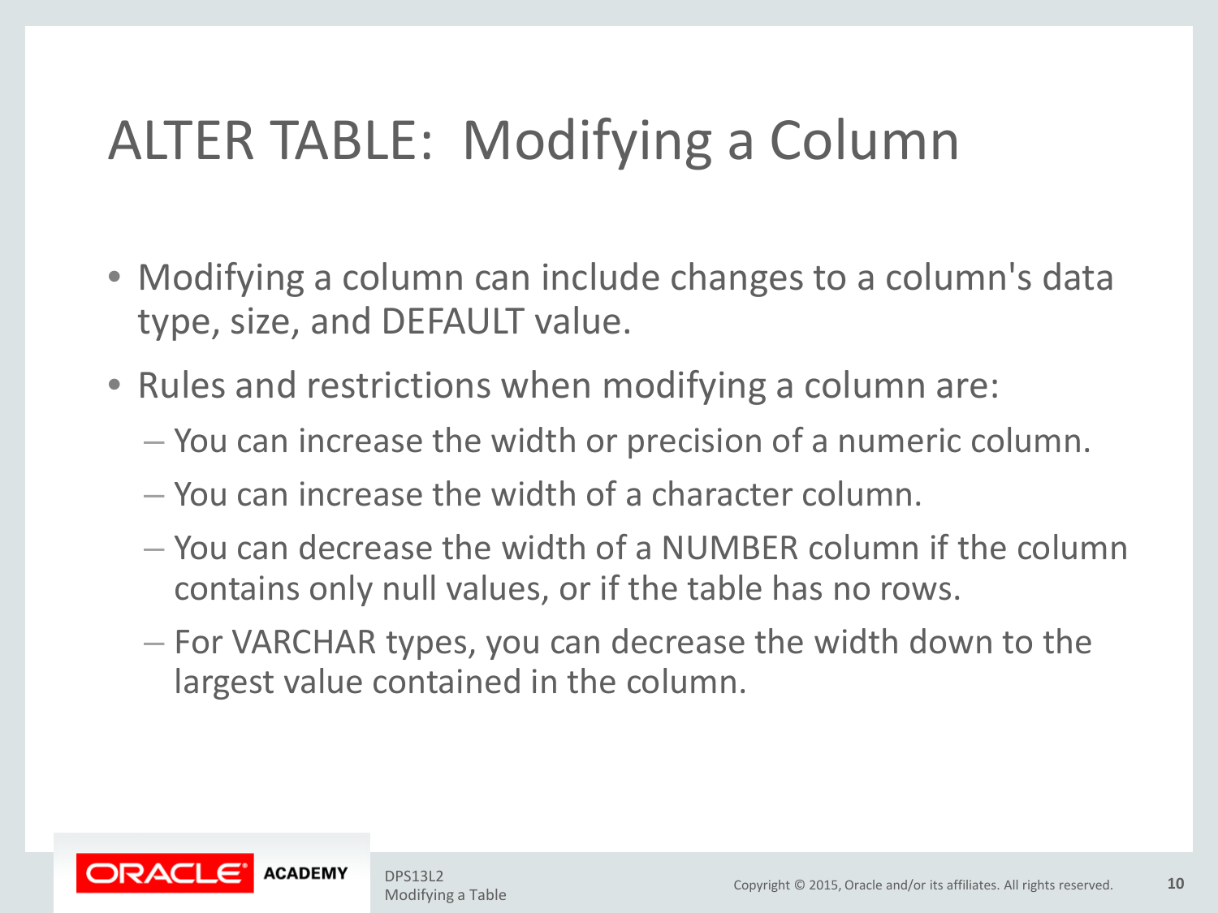# ALTER TABLE: Modifying a Column

- Modifying a column can include changes to a column's data type, size, and DEFAULT value.
- Rules and restrictions when modifying a column are:
  - You can increase the width or precision of a numeric column.
  - You can increase the width of a character column.
  - You can decrease the width of a NUMBER column if the column contains only null values, or if the table has no rows.
  - For VARCHAR types, you can decrease the width down to the largest value contained in the column.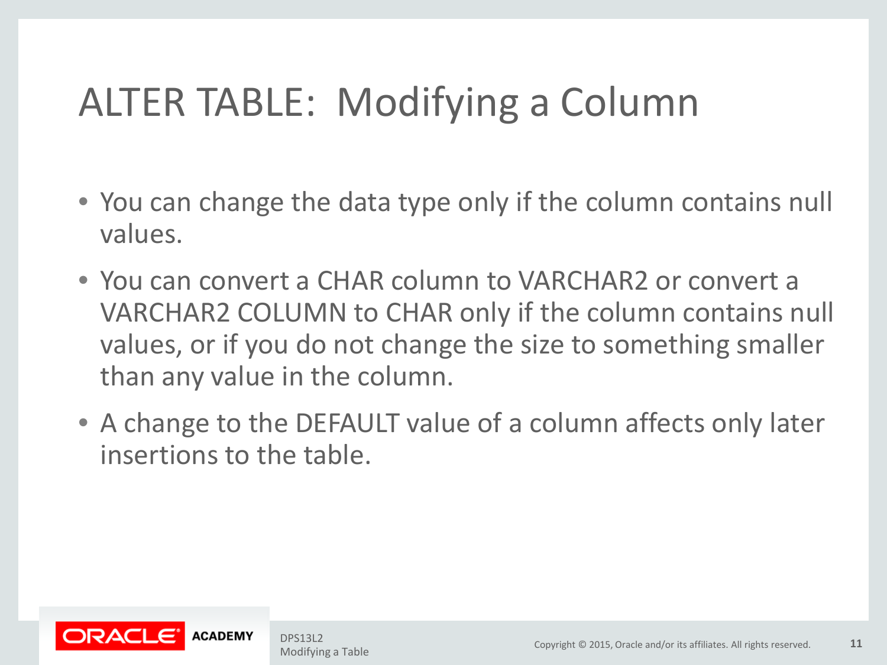# ALTER TABLE: Modifying a Column

- You can change the data type only if the column contains null values.
- You can convert a CHAR column to VARCHAR2 or convert a VARCHAR2 COLUMN to CHAR only if the column contains null values, or if you do not change the size to something smaller than any value in the column.
- A change to the DEFAULT value of a column affects only later insertions to the table.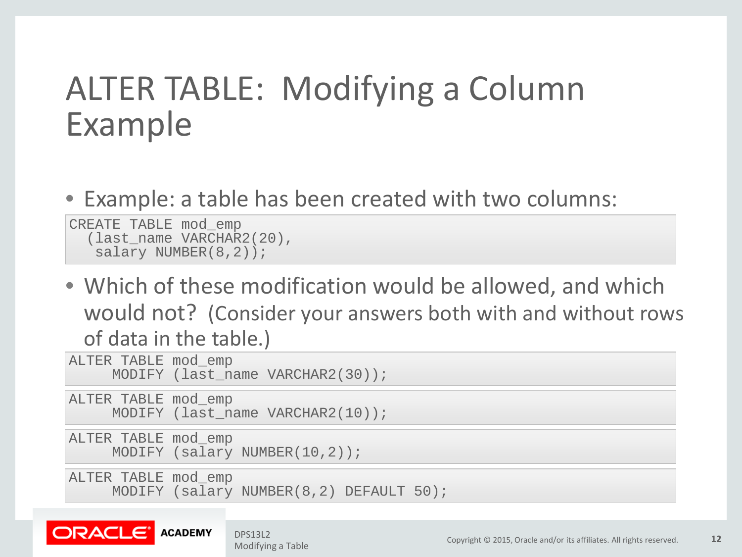# ALTER TABLE: Modifying a Column Example

- Example: a table has been created with two columns:

```
CREATE TABLE mod_emp
  (last_name VARCHAR2(20),
   salary NUMBER(8,2));
```

- Which of these modification would be allowed, and which would not? (Consider your answers both with and without rows of data in the table.)

```
ALTER TABLE mod_emp
     MODIFY (last_name VARCHAR2(30));
```

```
ALTER TABLE mod_emp
     MODIFY (last_name VARCHAR2(10));
```

```
ALTER TABLE mod_emp
     MODIFY (salary NUMBER(10,2));
```

```
ALTER TABLE mod_emp
     MODIFY (salary NUMBER(8,2) DEFAULT 50);
```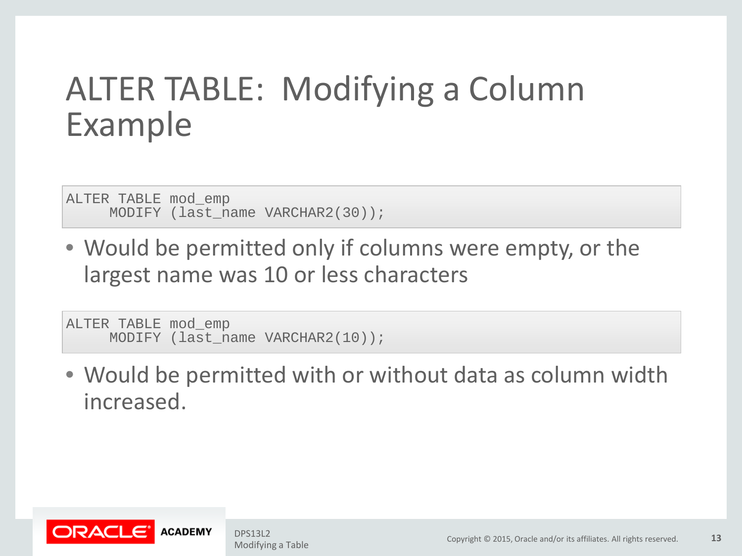# ALTER TABLE: Modifying a Column Example

```
ALTER TABLE mod_emp
     MODIFY (last_name VARCHAR2(30));
```

- Would be permitted only if columns were empty, or the largest name was 10 or less characters

```
ALTER TABLE mod_emp
     MODIFY (last_name VARCHAR2(10));
```

- Would be permitted with or without data as column width increased.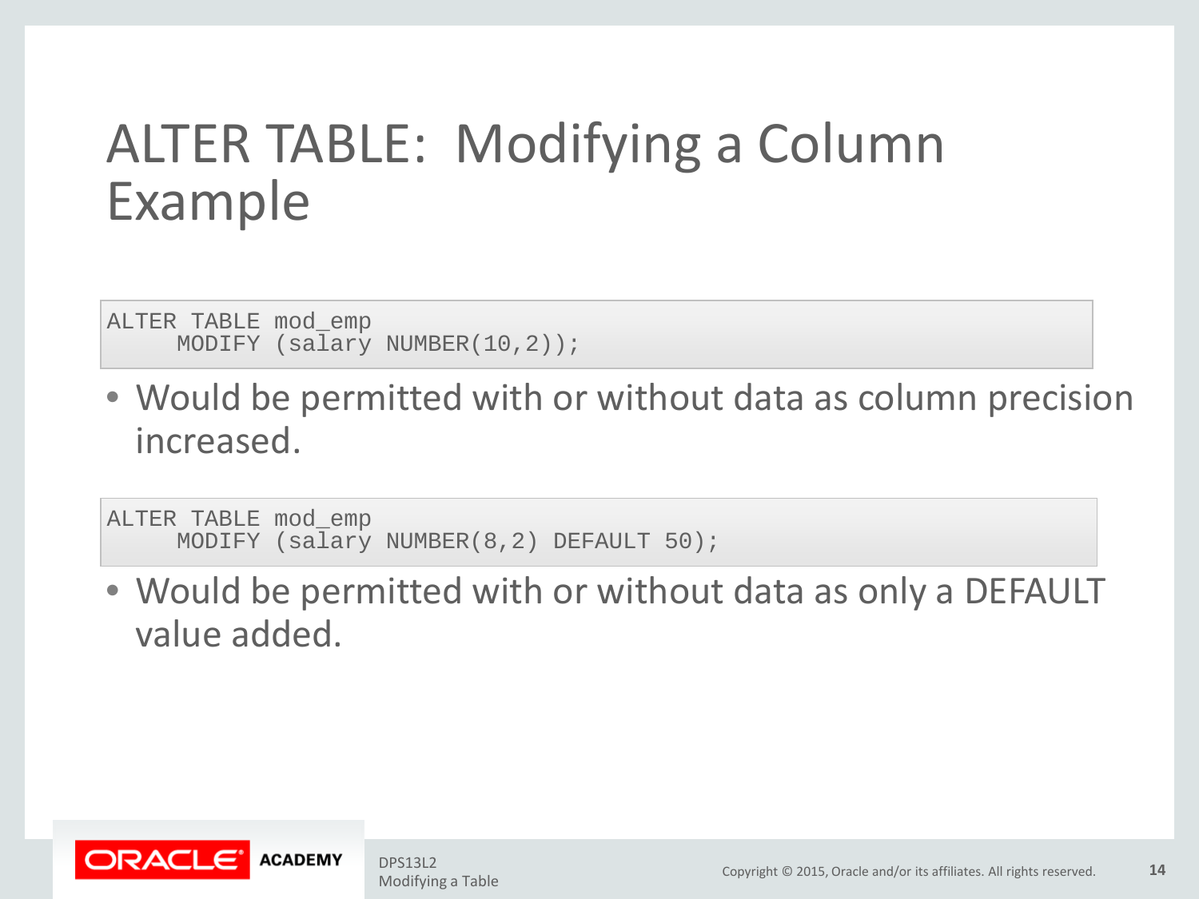# ALTER TABLE: Modifying a Column Example

```
ALTER TABLE mod_emp
     MODIFY (salary NUMBER(10,2));
```

- Would be permitted with or without data as column precision increased.

```
ALTER TABLE mod_emp
     MODIFY (salary NUMBER(8,2) DEFAULT 50);
```

- Would be permitted with or without data as only a DEFAULT value added.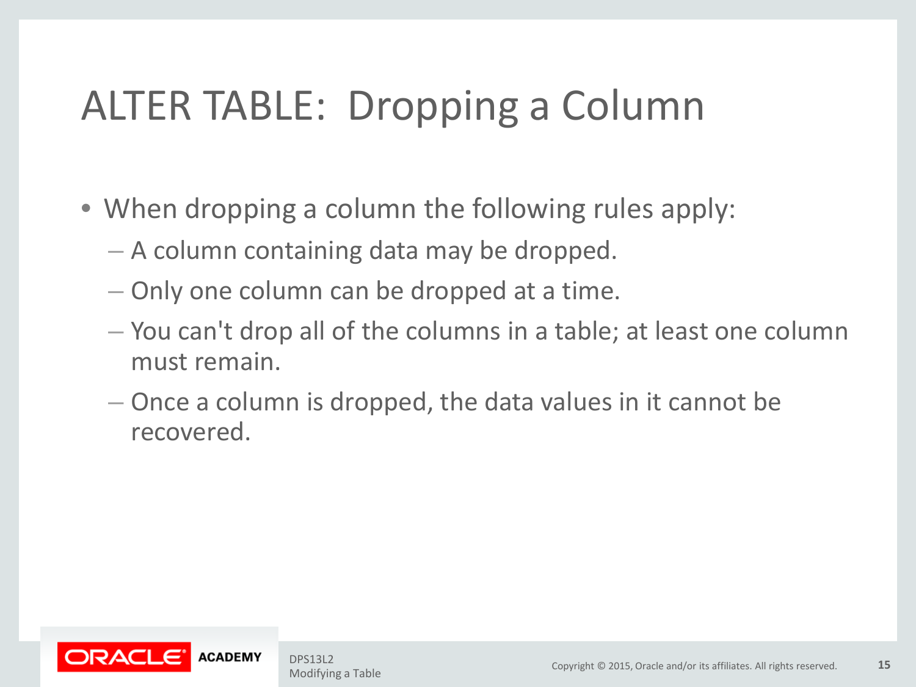# ALTER TABLE: Dropping a Column

- When dropping a column the following rules apply:
  - A column containing data may be dropped.
  - Only one column can be dropped at a time.
  - You can't drop all of the columns in a table; at least one column must remain.
  - Once a column is dropped, the data values in it cannot be recovered.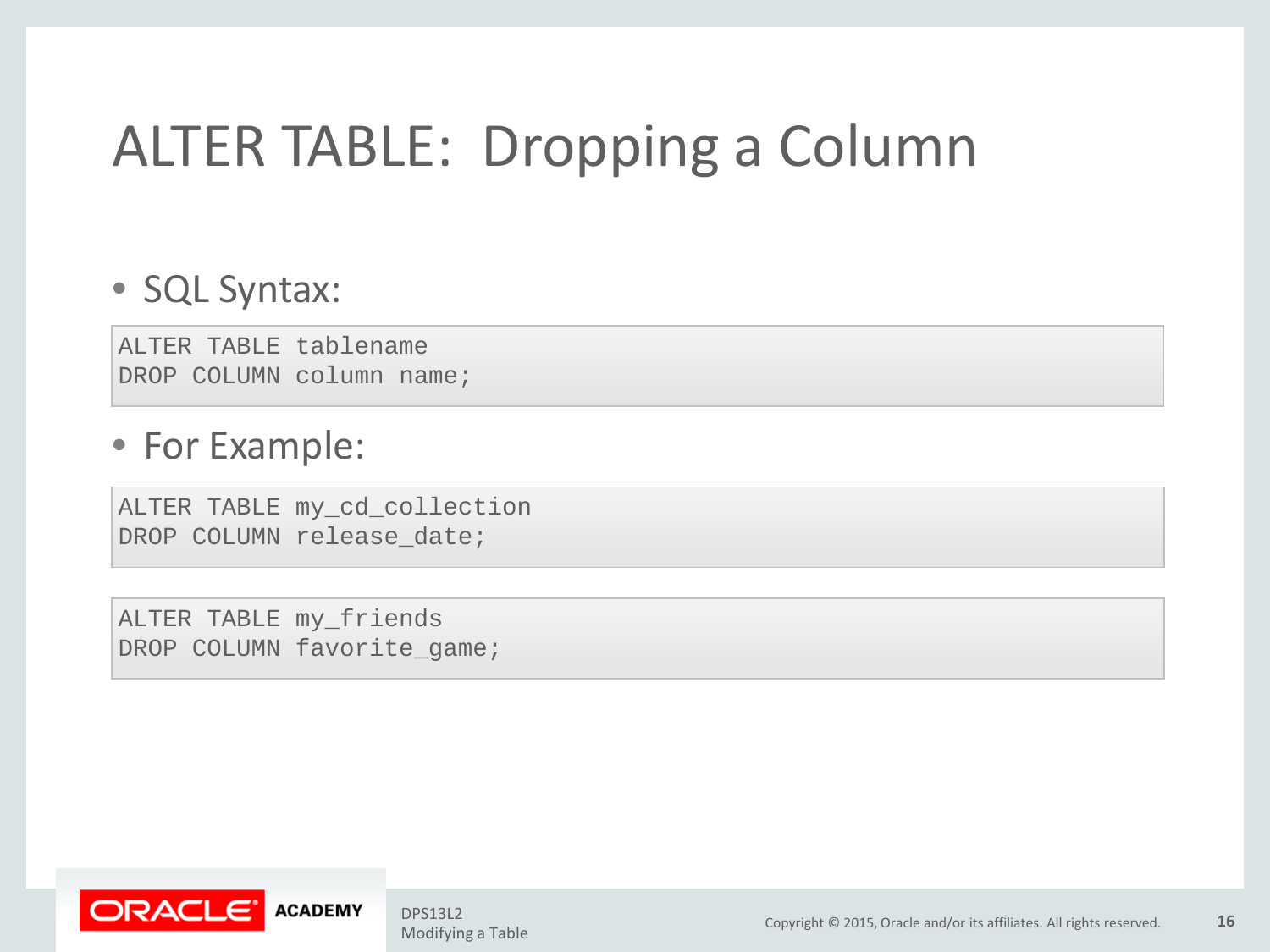# ALTER TABLE: Dropping a Column

- SQL Syntax:

```
ALTER TABLE tablename
DROP COLUMN column name;
```

- For Example:

```
ALTER TABLE my_cd_collection
DROP COLUMN release_date;
```

```
ALTER TABLE my_friends
DROP COLUMN favorite_game;
```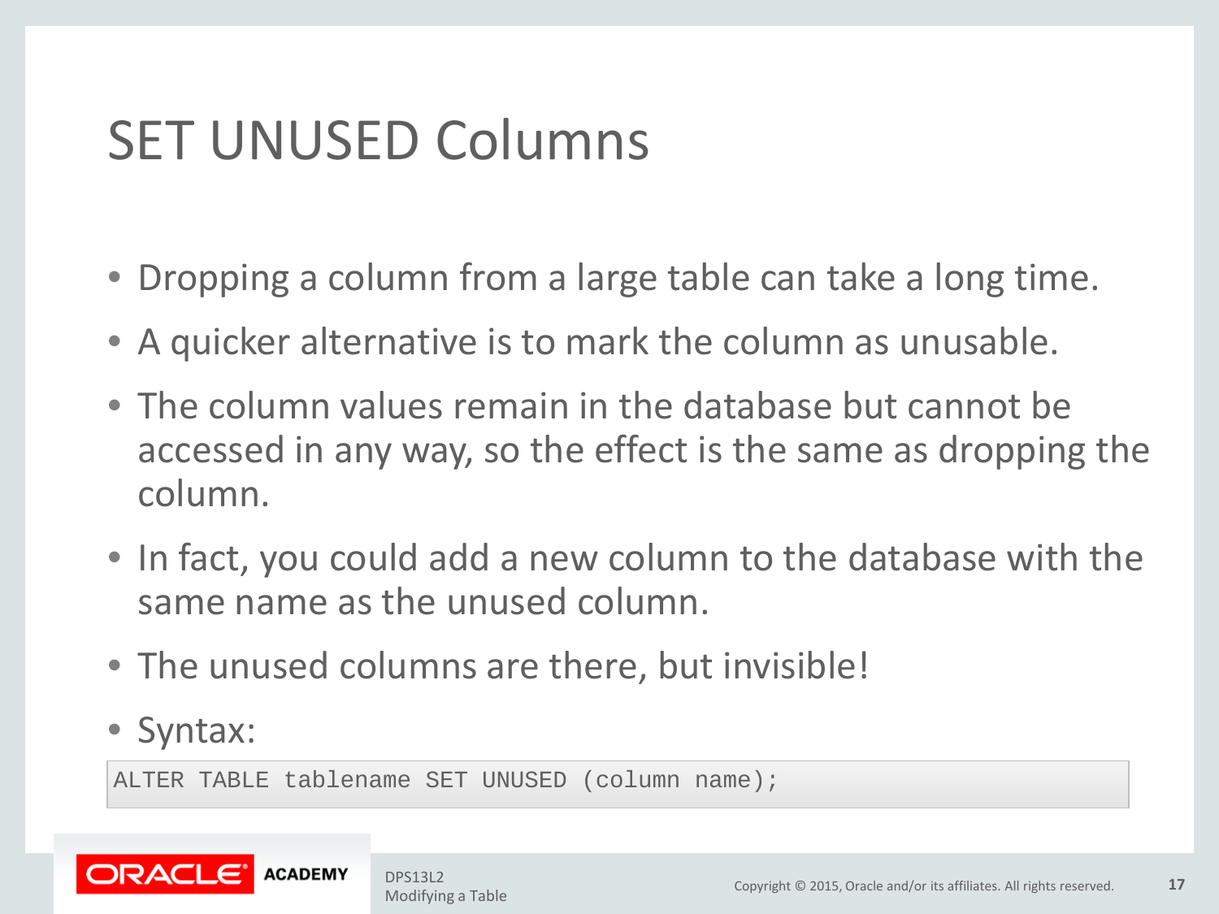# SET UNUSED Columns

- Dropping a column from a large table can take a long time.
- A quicker alternative is to mark the column as unusable.
- The column values remain in the database but cannot be accessed in any way, so the effect is the same as dropping the column.
- In fact, you could add a new column to the database with the same name as the unused column.
- The unused columns are there, but invisible!
- Syntax:

```
ALTER TABLE tablename SET UNUSED (column name);
```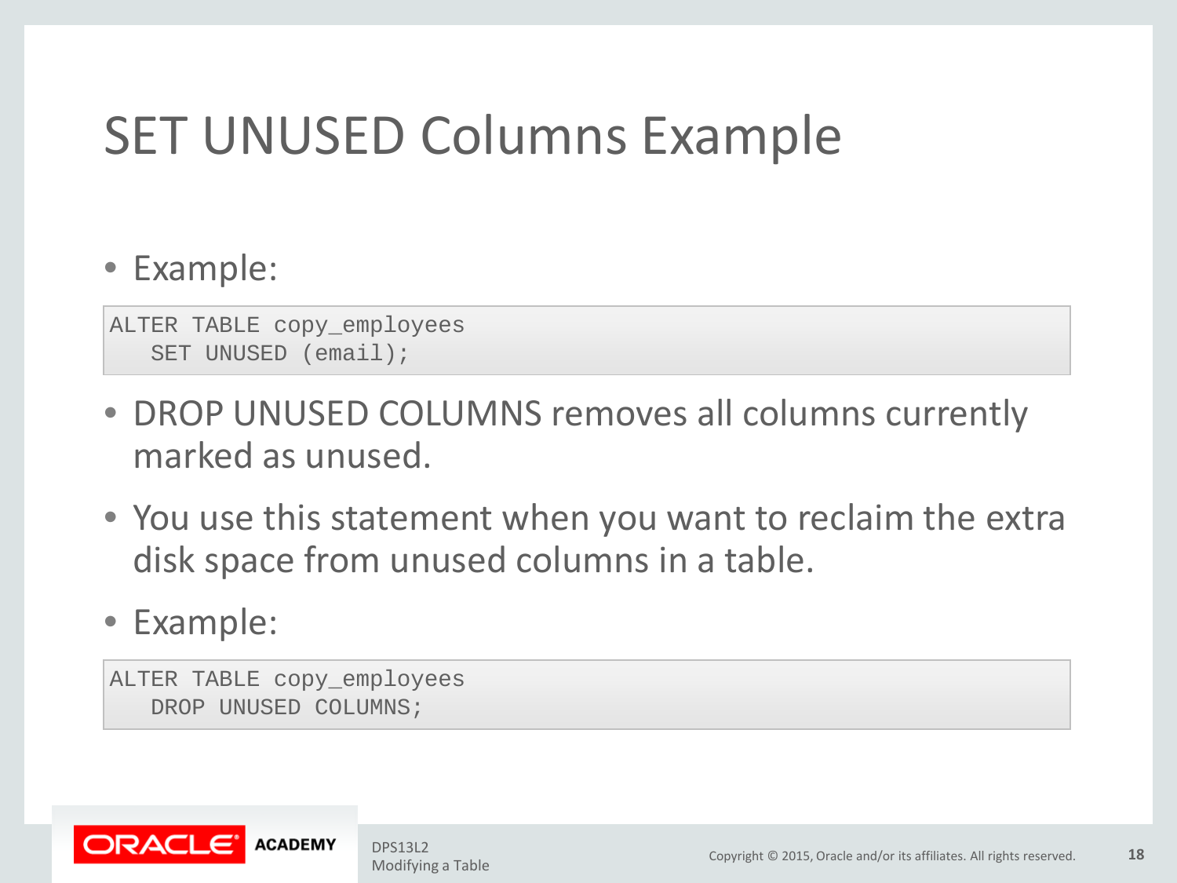# SET UNUSED Columns Example

- Example:

```
ALTER TABLE copy_employees
   SET UNUSED (email);
```

- DROP UNUSED COLUMNS removes all columns currently marked as unused.
- You use this statement when you want to reclaim the extra disk space from unused columns in a table.
- Example:

```
ALTER TABLE copy_employees
   DROP UNUSED COLUMNS;
```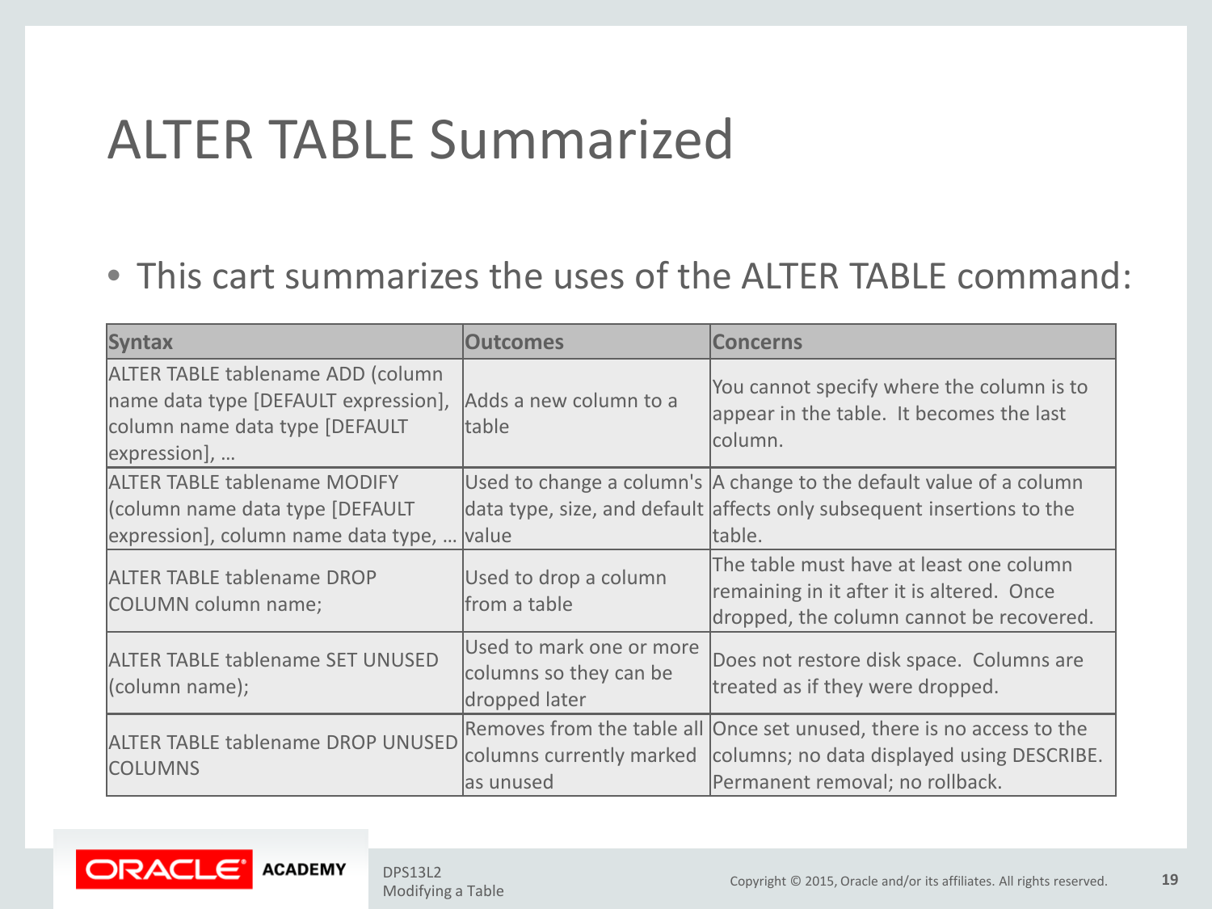# ALTER TABLE Summarized

- This cart summarizes the uses of the ALTER TABLE command:

| Syntax | Outcomes | Concerns |
|---|---|---|
| ALTER TABLE tablename ADD (column name data type [DEFAULT expression], column name data type [DEFAULT expression], … | Adds a new column to a table | You cannot specify where the column is to appear in the table. It becomes the last column. |
| ALTER TABLE tablename MODIFY (column name data type [DEFAULT expression], column name data type, … | Used to change a column's data type, size, and default value | A change to the default value of a column affects only subsequent insertions to the table. |
| ALTER TABLE tablename DROP COLUMN column name; | Used to drop a column from a table | The table must have at least one column remaining in it after it is altered. Once dropped, the column cannot be recovered. |
| ALTER TABLE tablename SET UNUSED (column name); | Used to mark one or more columns so they can be dropped later | Does not restore disk space. Columns are treated as if they were dropped. |
| ALTER TABLE tablename DROP UNUSED COLUMNS | Removes from the table all columns currently marked as unused | Once set unused, there is no access to the columns; no data displayed using DESCRIBE. Permanent removal; no rollback. |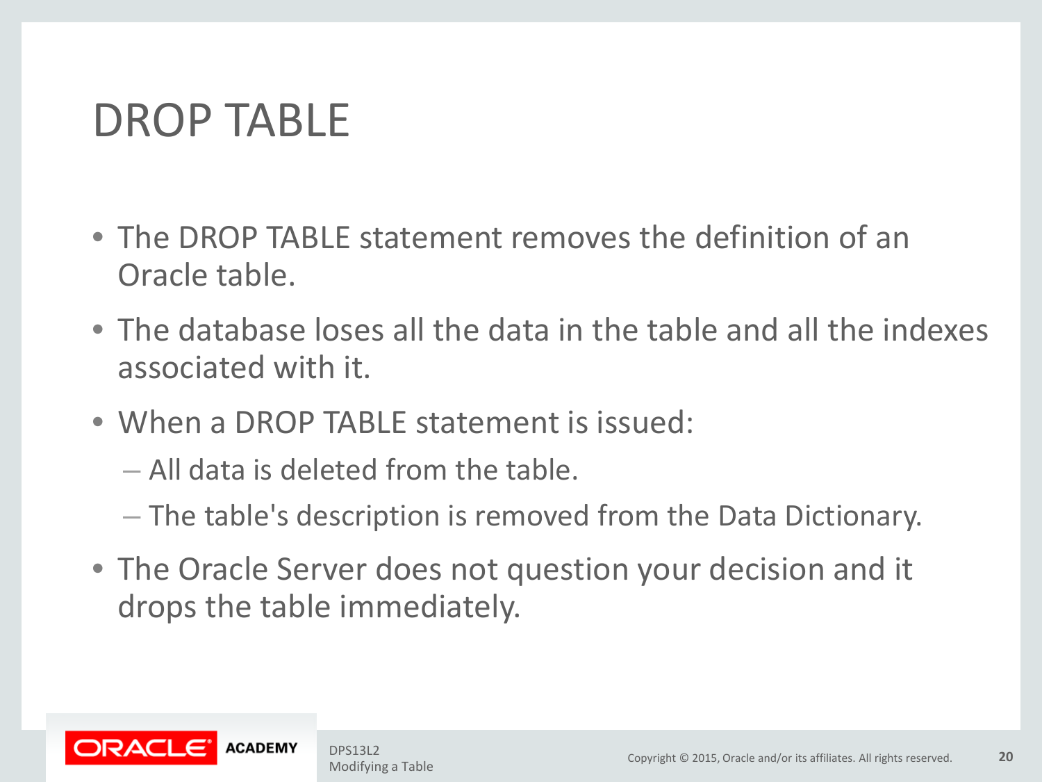# DROP TABLE

- The DROP TABLE statement removes the definition of an Oracle table.
- The database loses all the data in the table and all the indexes associated with it.
- When a DROP TABLE statement is issued:
  - All data is deleted from the table.
  - The table's description is removed from the Data Dictionary.
- The Oracle Server does not question your decision and it drops the table immediately.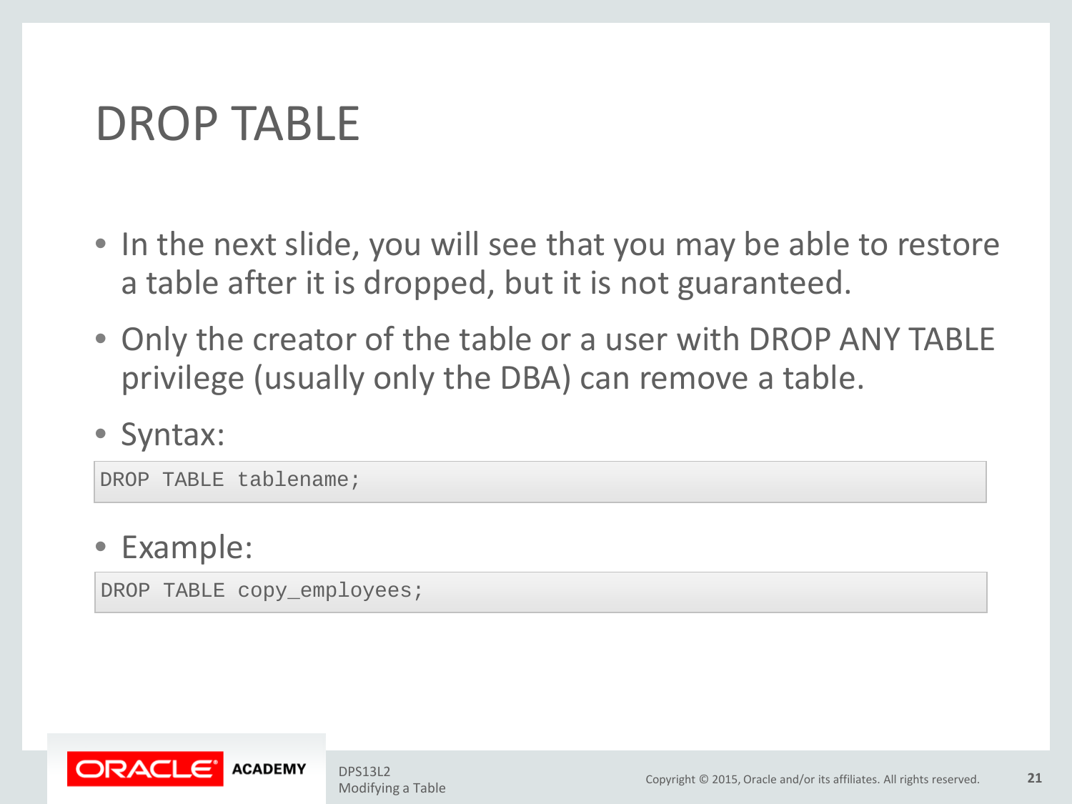# DROP TABLE

- In the next slide, you will see that you may be able to restore a table after it is dropped, but it is not guaranteed.
- Only the creator of the table or a user with DROP ANY TABLE privilege (usually only the DBA) can remove a table.
- Syntax:

```
DROP TABLE tablename;
```

- Example:

```
DROP TABLE copy_employees;
```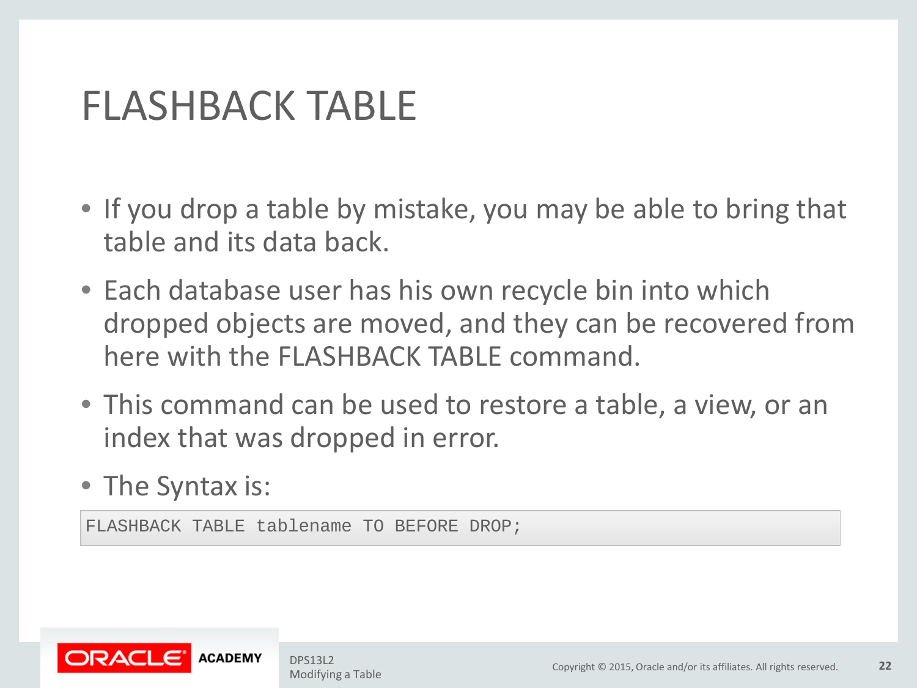# FLASHBACK TABLE

- If you drop a table by mistake, you may be able to bring that table and its data back.
- Each database user has his own recycle bin into which dropped objects are moved, and they can be recovered from here with the FLASHBACK TABLE command.
- This command can be used to restore a table, a view, or an index that was dropped in error.
- The Syntax is:

```
FLASHBACK TABLE tablename TO BEFORE DROP;
```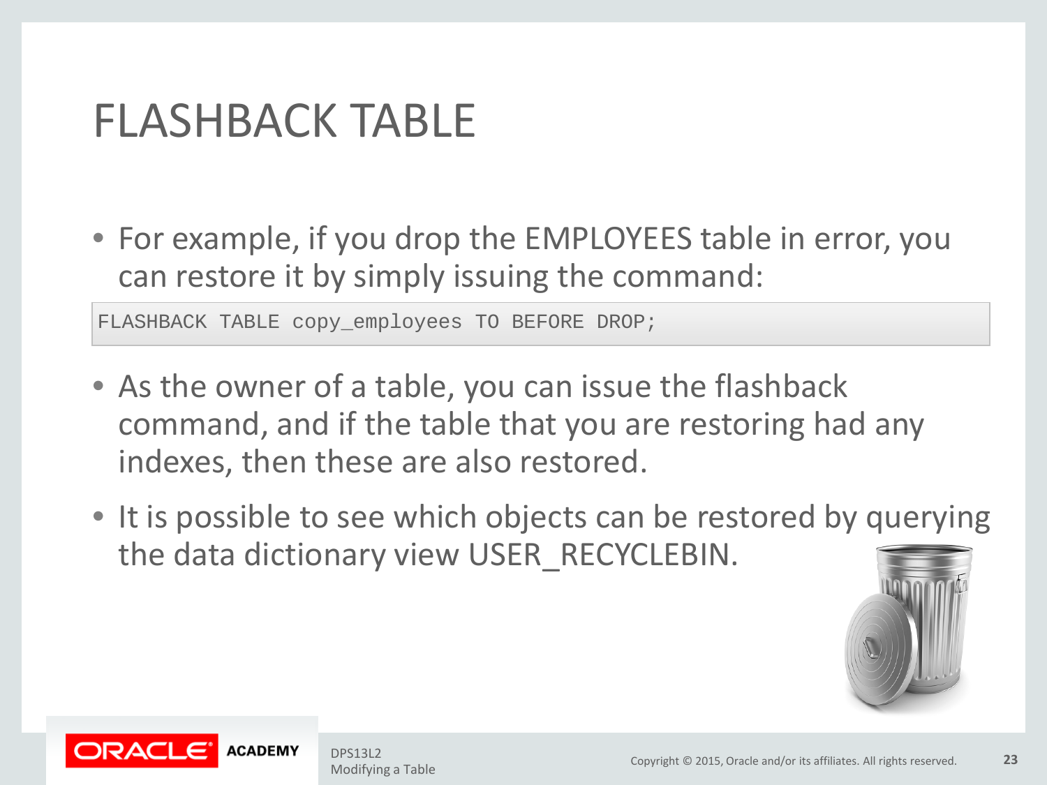# FLASHBACK TABLE

- For example, if you drop the EMPLOYEES table in error, you can restore it by simply issuing the command:

```
FLASHBACK TABLE copy_employees TO BEFORE DROP;
```

- As the owner of a table, you can issue the flashback command, and if the table that you are restoring had any indexes, then these are also restored.
- It is possible to see which objects can be restored by querying the data dictionary view USER_RECYCLEBIN.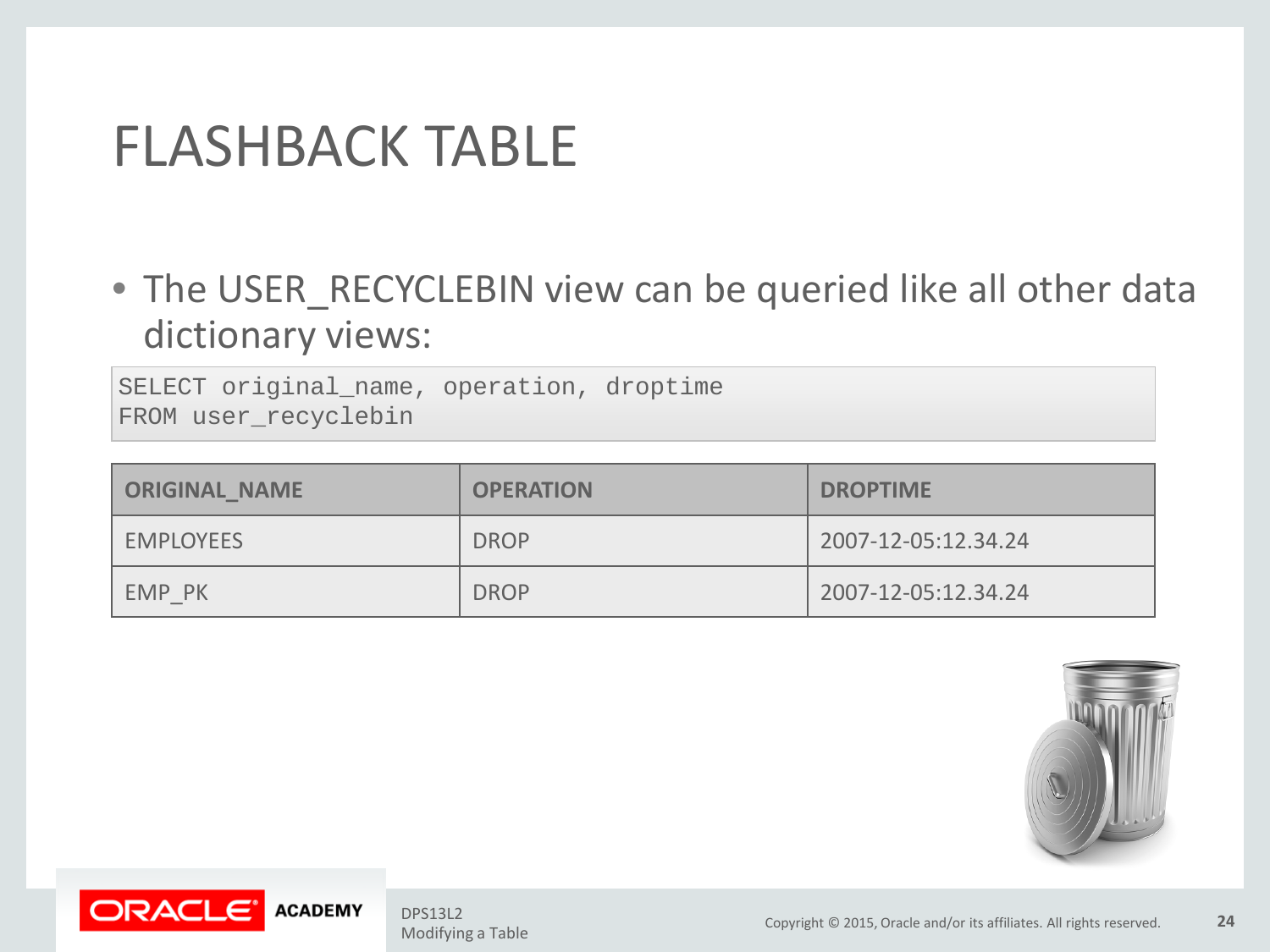# FLASHBACK TABLE

- The USER_RECYCLEBIN view can be queried like all other data dictionary views:

```
SELECT original_name, operation, droptime
FROM user_recyclebin
```

| ORIGINAL_NAME | OPERATION | DROPTIME |
|---|---|---|
| EMPLOYEES | DROP | 2007-12-05:12.34.24 |
| EMP_PK | DROP | 2007-12-05:12.34.24 |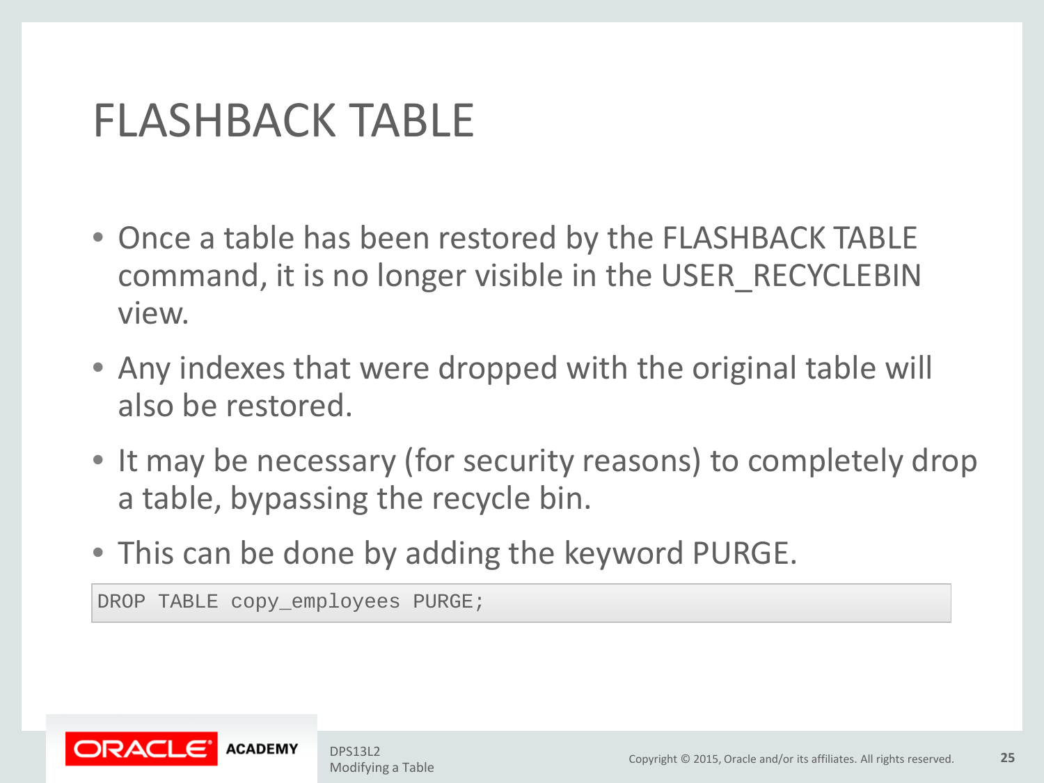# FLASHBACK TABLE

- Once a table has been restored by the FLASHBACK TABLE command, it is no longer visible in the USER_RECYCLEBIN view.
- Any indexes that were dropped with the original table will also be restored.
- It may be necessary (for security reasons) to completely drop a table, bypassing the recycle bin.
- This can be done by adding the keyword PURGE.

```
DROP TABLE copy_employees PURGE;
```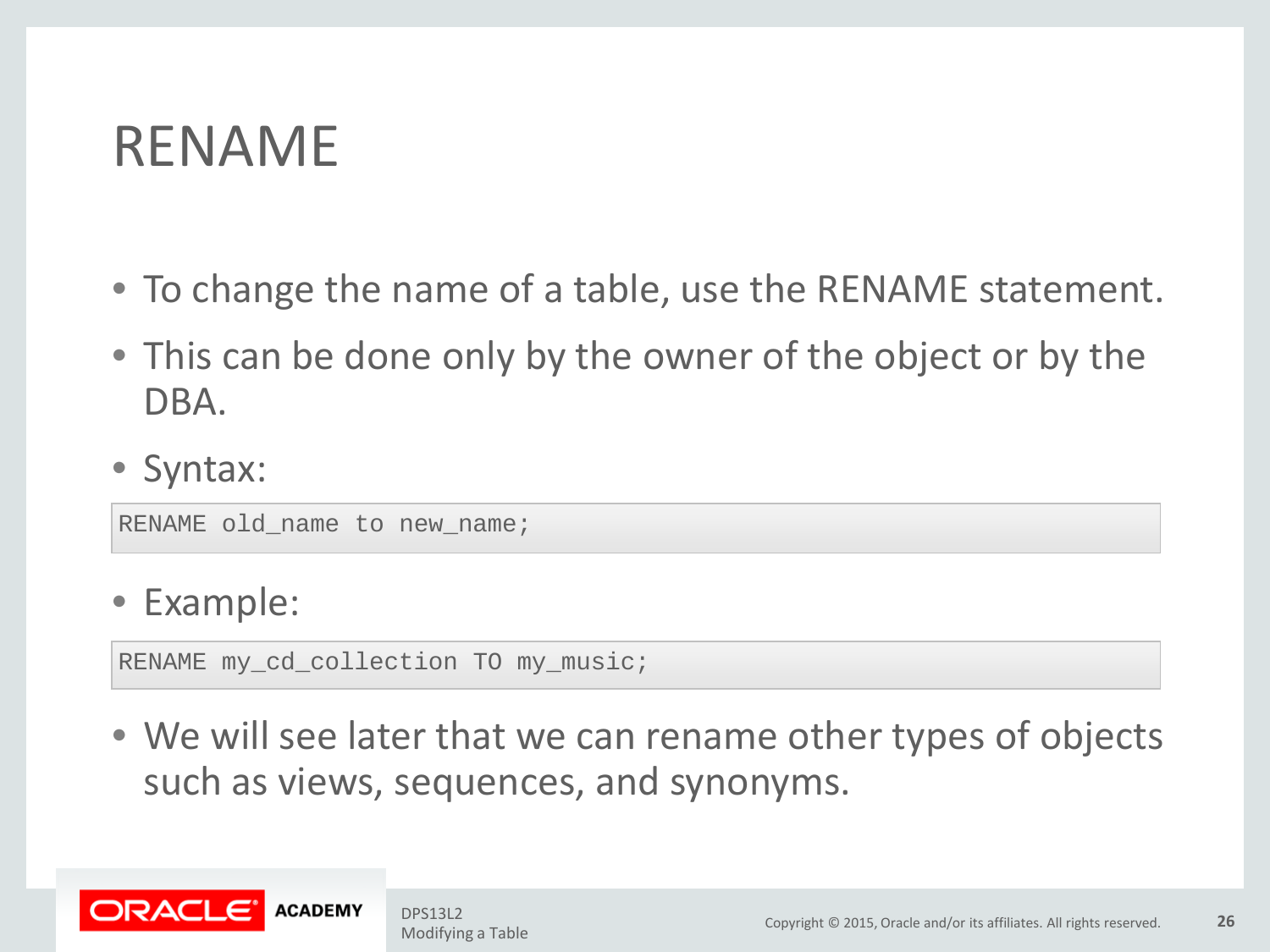# RENAME

- To change the name of a table, use the RENAME statement.
- This can be done only by the owner of the object or by the DBA.
- Syntax:

```
RENAME old_name to new_name;
```

- Example:

```
RENAME my_cd_collection TO my_music;
```

- We will see later that we can rename other types of objects such as views, sequences, and synonyms.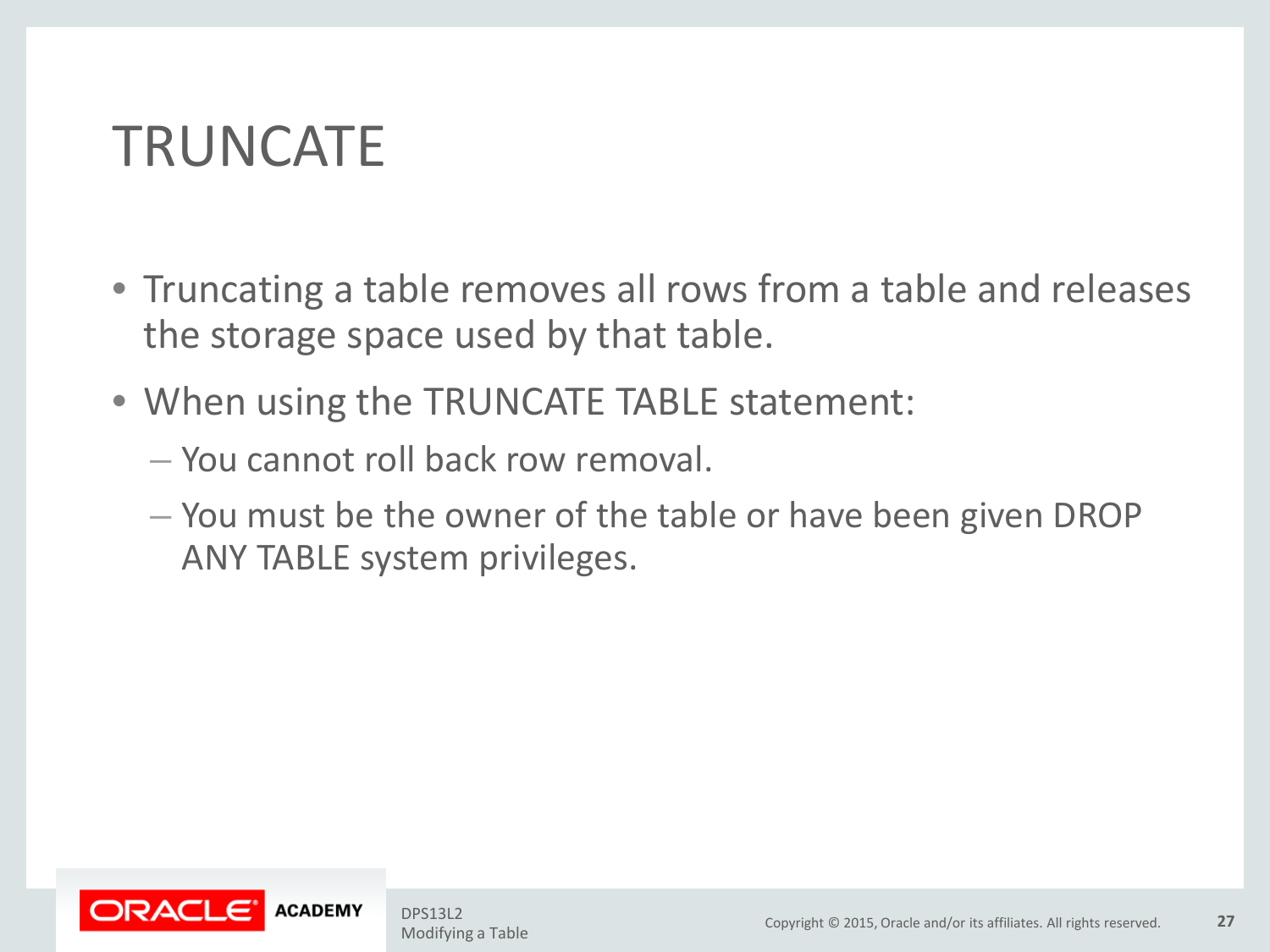# TRUNCATE

- Truncating a table removes all rows from a table and releases the storage space used by that table.
- When using the TRUNCATE TABLE statement:
  - You cannot roll back row removal.
  - You must be the owner of the table or have been given DROP ANY TABLE system privileges.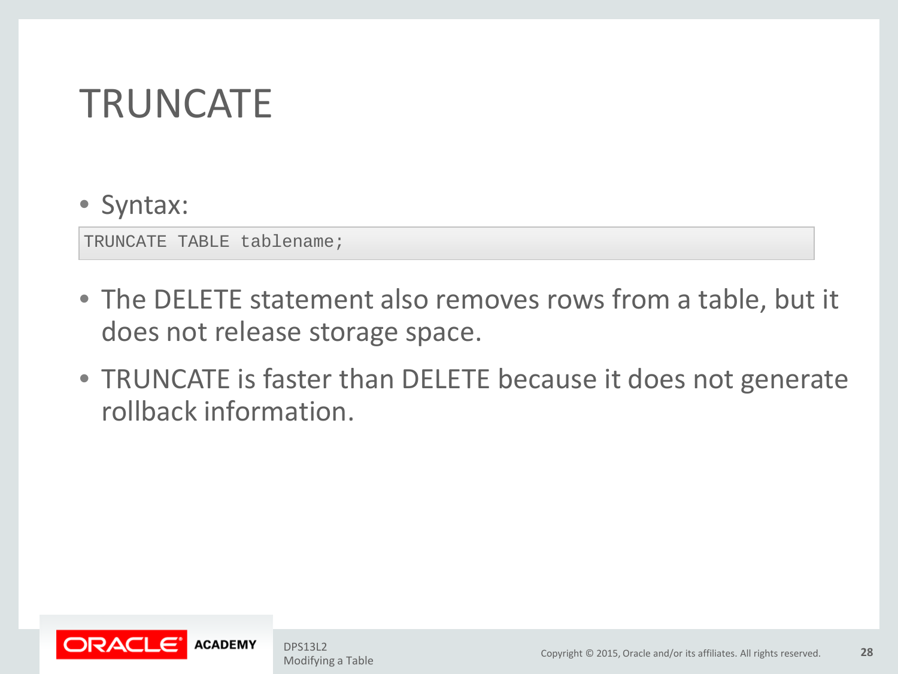# TRUNCATE

- Syntax:

```
TRUNCATE TABLE tablename;
```

- The DELETE statement also removes rows from a table, but it does not release storage space.
- TRUNCATE is faster than DELETE because it does not generate rollback information.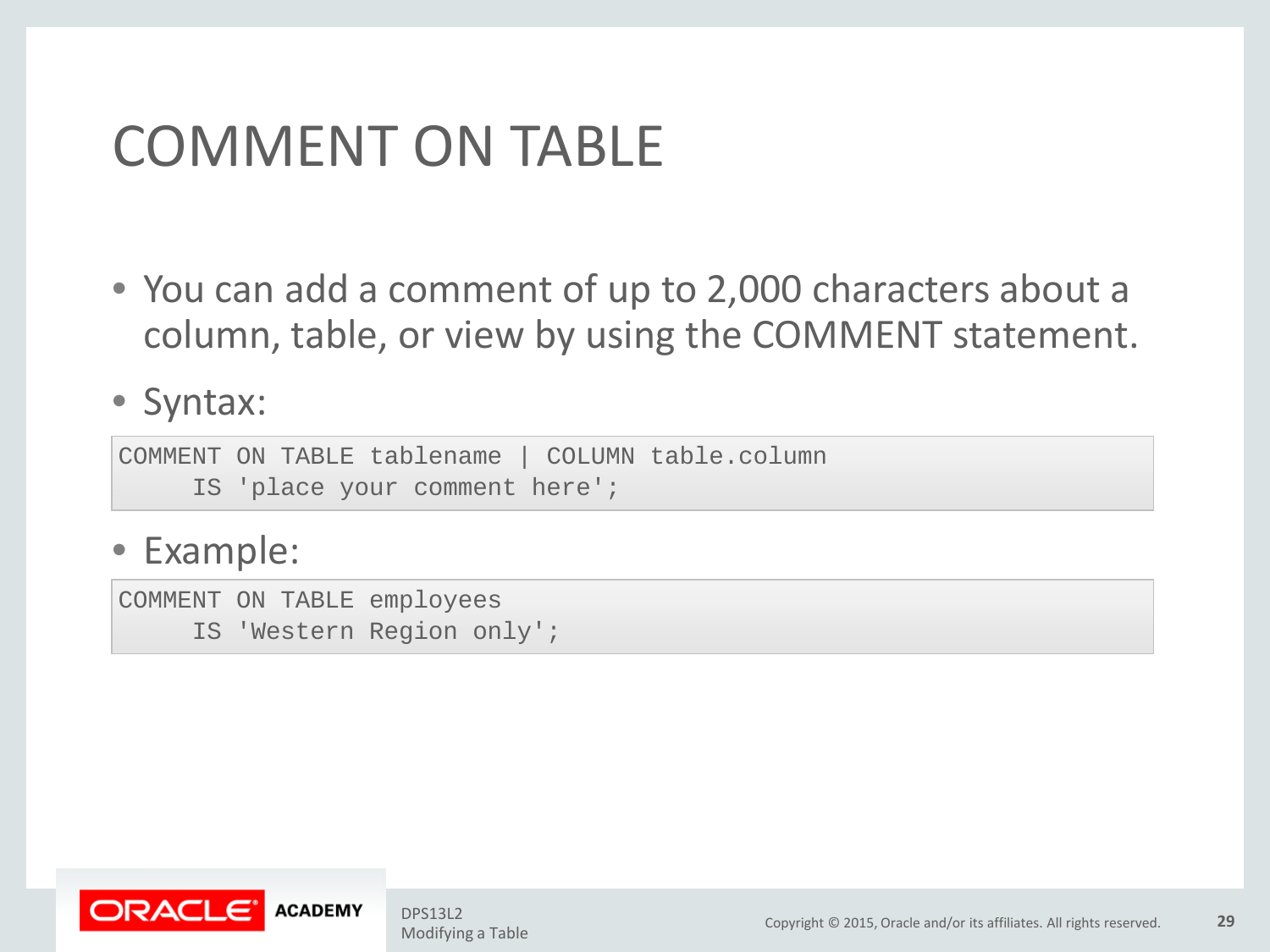# COMMENT ON TABLE

- You can add a comment of up to 2,000 characters about a column, table, or view by using the COMMENT statement.
- Syntax:

```
COMMENT ON TABLE tablename | COLUMN table.column
     IS 'place your comment here';
```

- Example:

```
COMMENT ON TABLE employees
     IS 'Western Region only';
```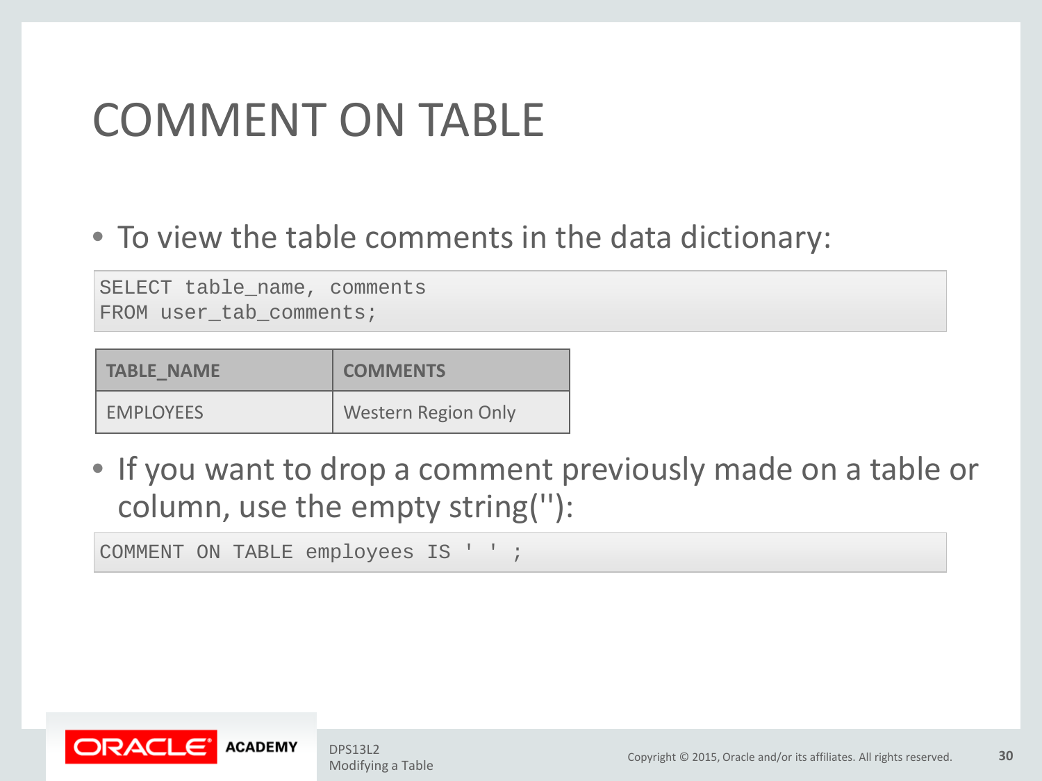# COMMENT ON TABLE

- To view the table comments in the data dictionary:

```
SELECT table_name, comments
FROM user_tab_comments;
```

| TABLE_NAME | COMMENTS |
| --- | --- |
| EMPLOYEES | Western Region Only |

- If you want to drop a comment previously made on a table or column, use the empty string(''):

```
COMMENT ON TABLE employees IS ' ' ;
```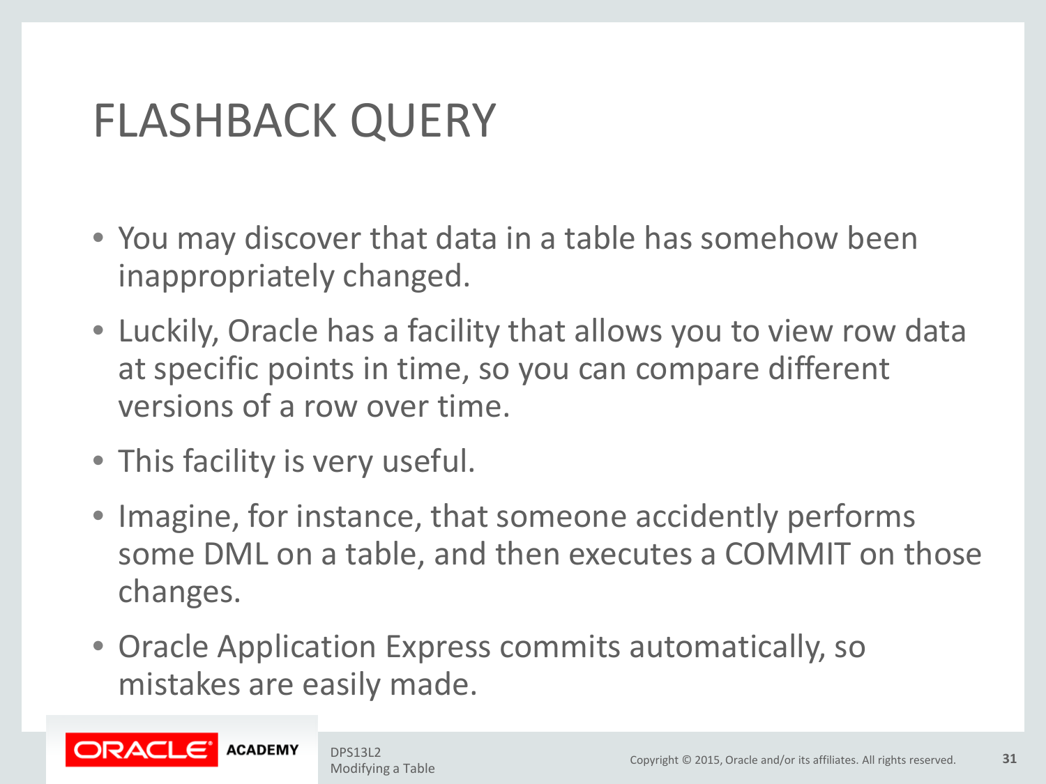# FLASHBACK QUERY

- You may discover that data in a table has somehow been inappropriately changed.
- Luckily, Oracle has a facility that allows you to view row data at specific points in time, so you can compare different versions of a row over time.
- This facility is very useful.
- Imagine, for instance, that someone accidently performs some DML on a table, and then executes a COMMIT on those changes.
- Oracle Application Express commits automatically, so mistakes are easily made.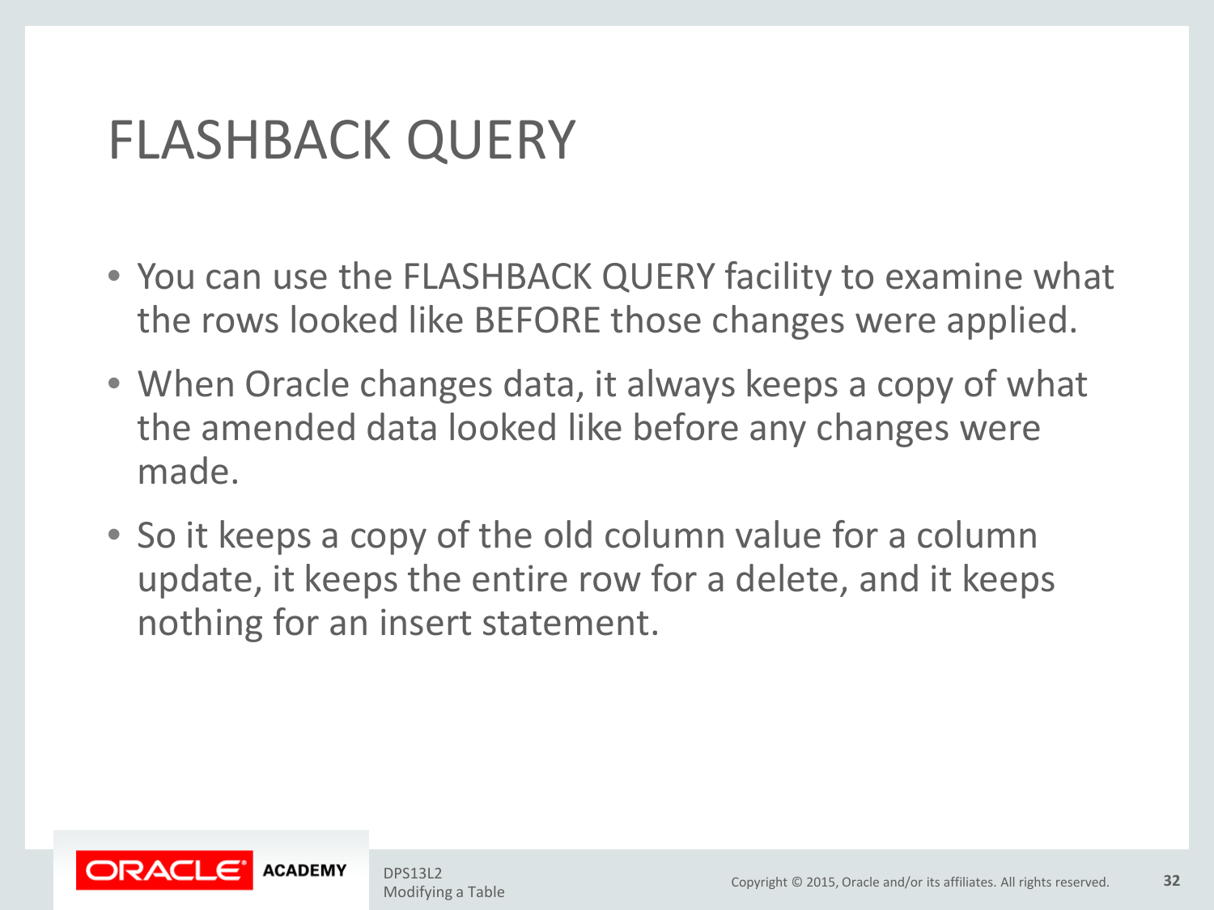# FLASHBACK QUERY

- You can use the FLASHBACK QUERY facility to examine what the rows looked like BEFORE those changes were applied.
- When Oracle changes data, it always keeps a copy of what the amended data looked like before any changes were made.
- So it keeps a copy of the old column value for a column update, it keeps the entire row for a delete, and it keeps nothing for an insert statement.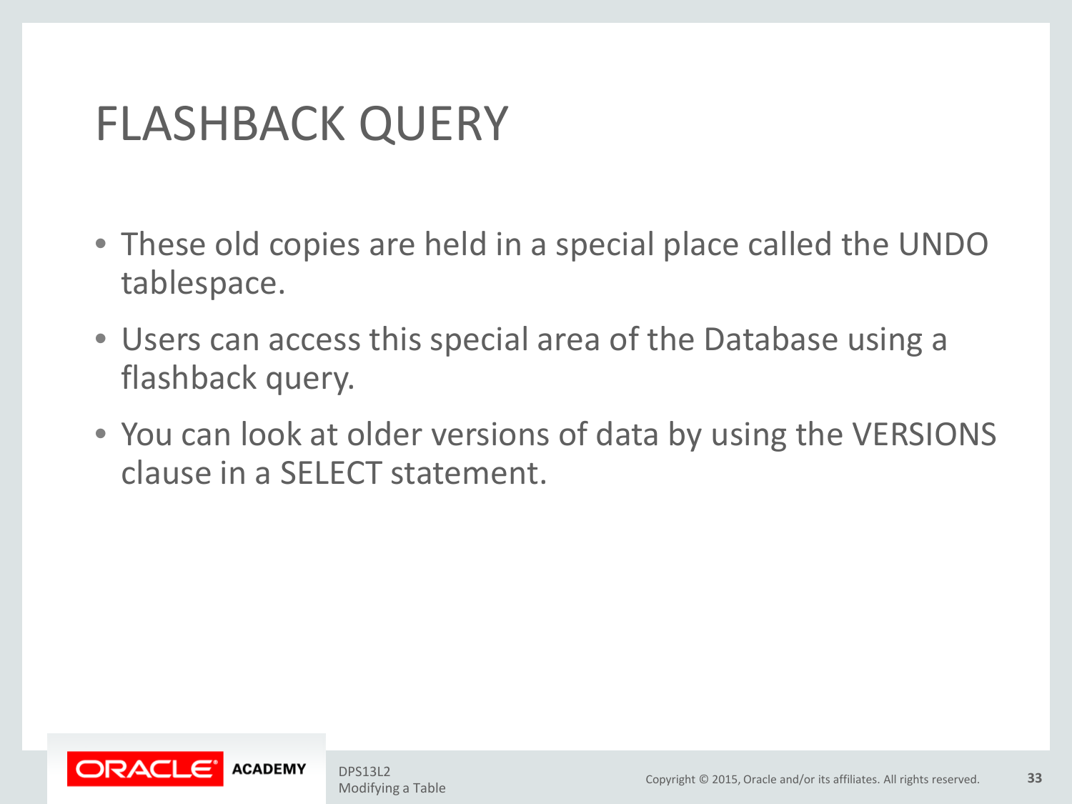# FLASHBACK QUERY

- These old copies are held in a special place called the UNDO tablespace.
- Users can access this special area of the Database using a flashback query.
- You can look at older versions of data by using the VERSIONS clause in a SELECT statement.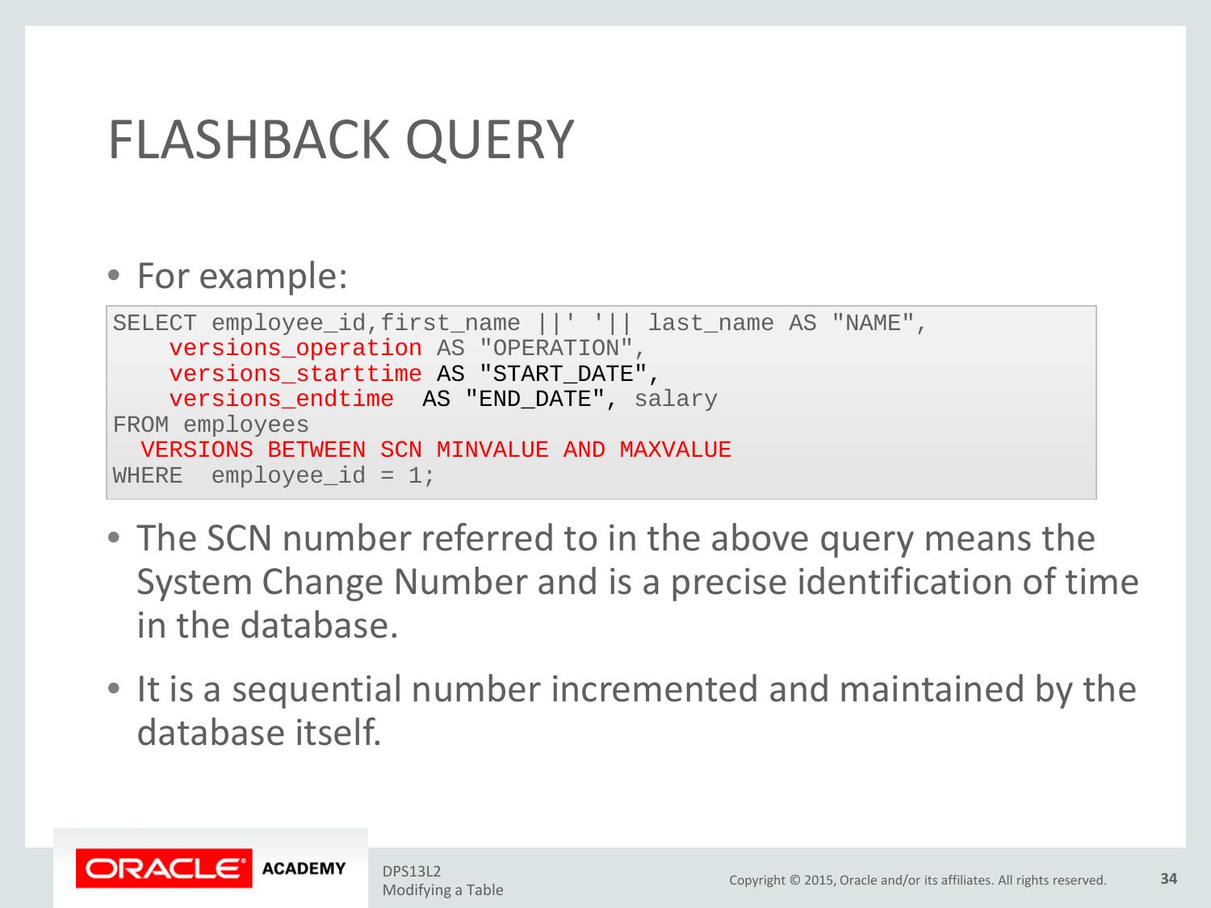# FLASHBACK QUERY

- For example:

```
SELECT employee_id,first_name ||' '|| last_name AS "NAME",
    versions_operation AS "OPERATION",
    versions_starttime AS "START_DATE",
    versions_endtime  AS "END_DATE", salary
FROM employees
  VERSIONS BETWEEN SCN MINVALUE AND MAXVALUE
WHERE  employee_id = 1;
```

- The SCN number referred to in the above query means the System Change Number and is a precise identification of time in the database.
- It is a sequential number incremented and maintained by the database itself.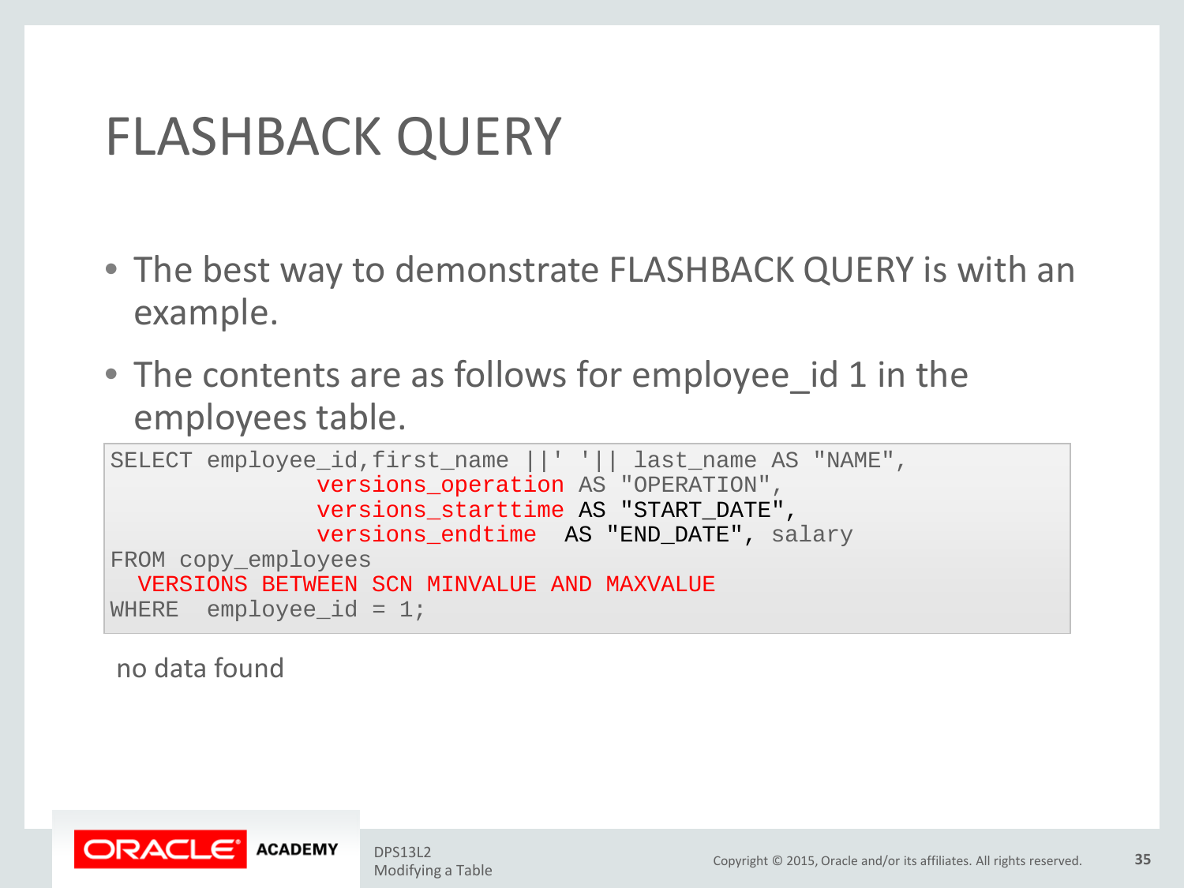# FLASHBACK QUERY

- The best way to demonstrate FLASHBACK QUERY is with an example.
- The contents are as follows for employee_id 1 in the employees table.

```
SELECT employee_id,first_name ||' '|| last_name AS "NAME",
               versions_operation AS "OPERATION",
               versions_starttime AS "START_DATE",
               versions_endtime  AS "END_DATE", salary
FROM copy_employees
  VERSIONS BETWEEN SCN MINVALUE AND MAXVALUE
WHERE  employee_id = 1;
```

no data found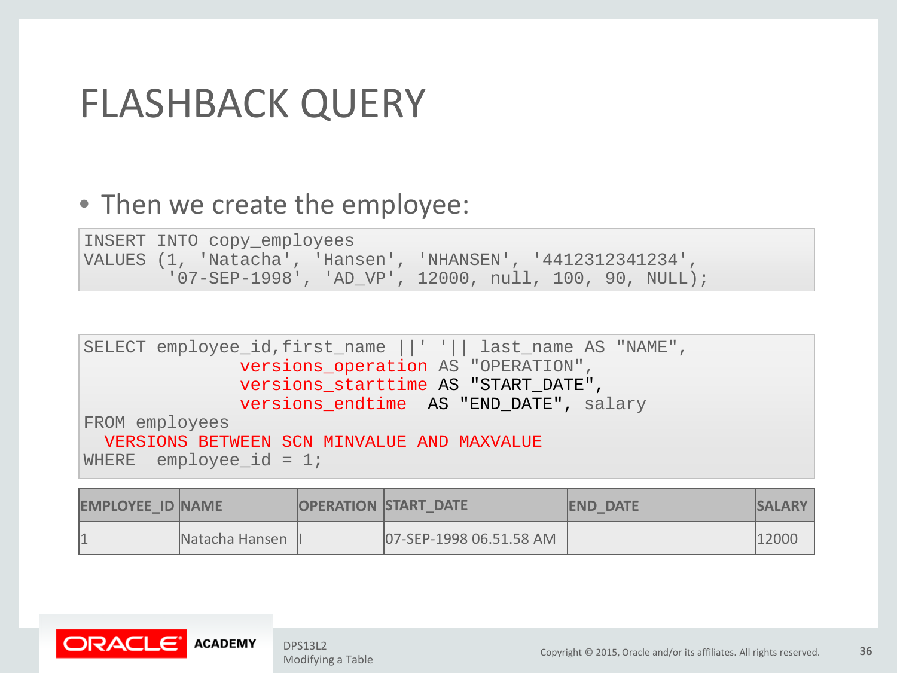# FLASHBACK QUERY

- Then we create the employee:

```
INSERT INTO copy_employees
VALUES (1, 'Natacha', 'Hansen', 'NHANSEN', '4412312341234',
        '07-SEP-1998', 'AD_VP', 12000, null, 100, 90, NULL);
```

```
SELECT employee_id,first_name ||' '|| last_name AS "NAME",
               versions_operation AS "OPERATION",
               versions_starttime AS "START_DATE",
               versions_endtime  AS "END_DATE", salary
FROM employees
  VERSIONS BETWEEN SCN MINVALUE AND MAXVALUE
WHERE  employee_id = 1;
```

| EMPLOYEE_ID | NAME | OPERATION | START_DATE | END_DATE | SALARY |
|---|---|---|---|---|---|
| 1 | Natacha Hansen | I | 07-SEP-1998 06.51.58 AM | | 12000 |

DPS13L2
Modifying a Table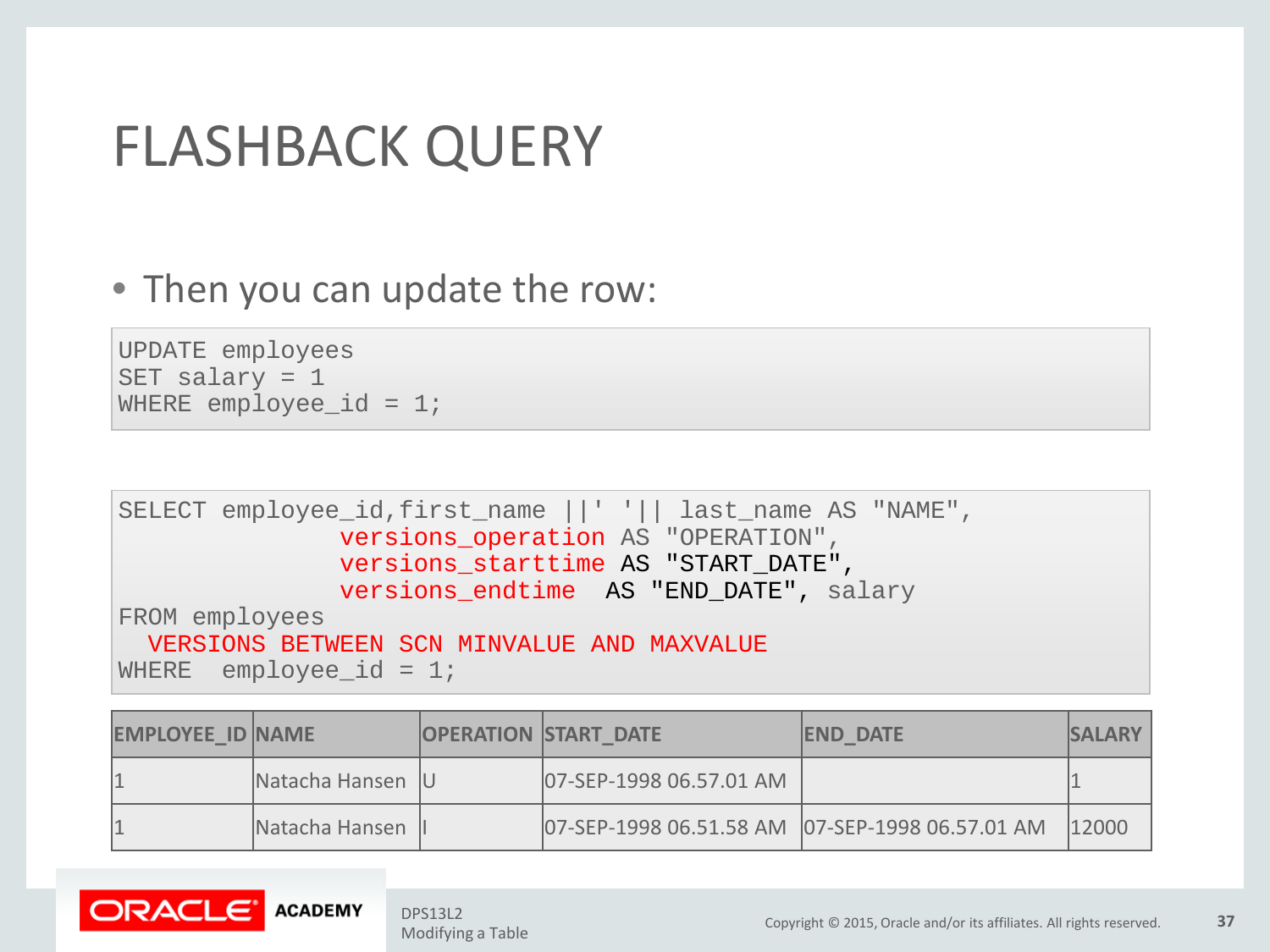# FLASHBACK QUERY

- Then you can update the row:

```
UPDATE employees
SET salary = 1
WHERE employee_id = 1;
```

```
SELECT employee_id,first_name ||' '|| last_name AS "NAME",
               versions_operation AS "OPERATION",
               versions_starttime AS "START_DATE",
               versions_endtime  AS "END_DATE", salary
FROM employees
  VERSIONS BETWEEN SCN MINVALUE AND MAXVALUE
WHERE  employee_id = 1;
```

| EMPLOYEE_ID | NAME | OPERATION | START_DATE | END_DATE | SALARY |
|---|---|---|---|---|---|
| 1 | Natacha Hansen | U | 07-SEP-1998 06.57.01 AM | | 1 |
| 1 | Natacha Hansen | I | 07-SEP-1998 06.51.58 AM | 07-SEP-1998 06.57.01 AM | 12000 |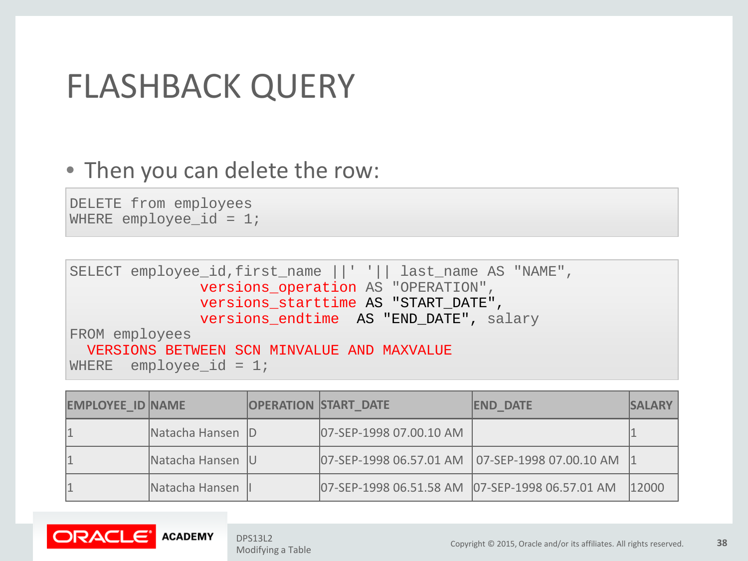# FLASHBACK QUERY

- Then you can delete the row:

```
DELETE from employees
WHERE employee_id = 1;
```

```
SELECT employee_id,first_name ||' '|| last_name AS "NAME",
               versions_operation AS "OPERATION",
               versions_starttime AS "START_DATE",
               versions_endtime  AS "END_DATE", salary
FROM employees
  VERSIONS BETWEEN SCN MINVALUE AND MAXVALUE
WHERE  employee_id = 1;
```

| EMPLOYEE_ID | NAME | OPERATION | START_DATE | END_DATE | SALARY |
|---|---|---|---|---|---|
| 1 | Natacha Hansen | D | 07-SEP-1998 07.00.10 AM | | 1 |
| 1 | Natacha Hansen | U | 07-SEP-1998 06.57.01 AM | 07-SEP-1998 07.00.10 AM | 1 |
| 1 | Natacha Hansen | I | 07-SEP-1998 06.51.58 AM | 07-SEP-1998 06.57.01 AM | 12000 |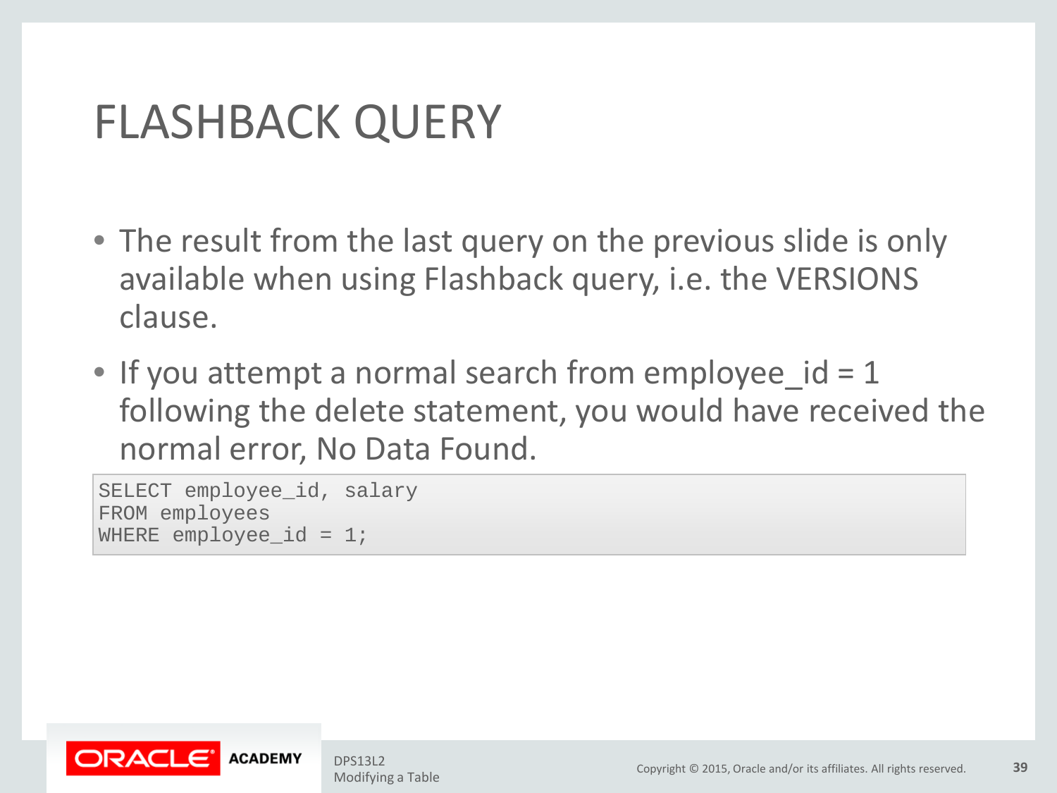# FLASHBACK QUERY

- The result from the last query on the previous slide is only available when using Flashback query, i.e. the VERSIONS clause.
- If you attempt a normal search from employee_id = 1 following the delete statement, you would have received the normal error, No Data Found.

```
SELECT employee_id, salary
FROM employees
WHERE employee_id = 1;
```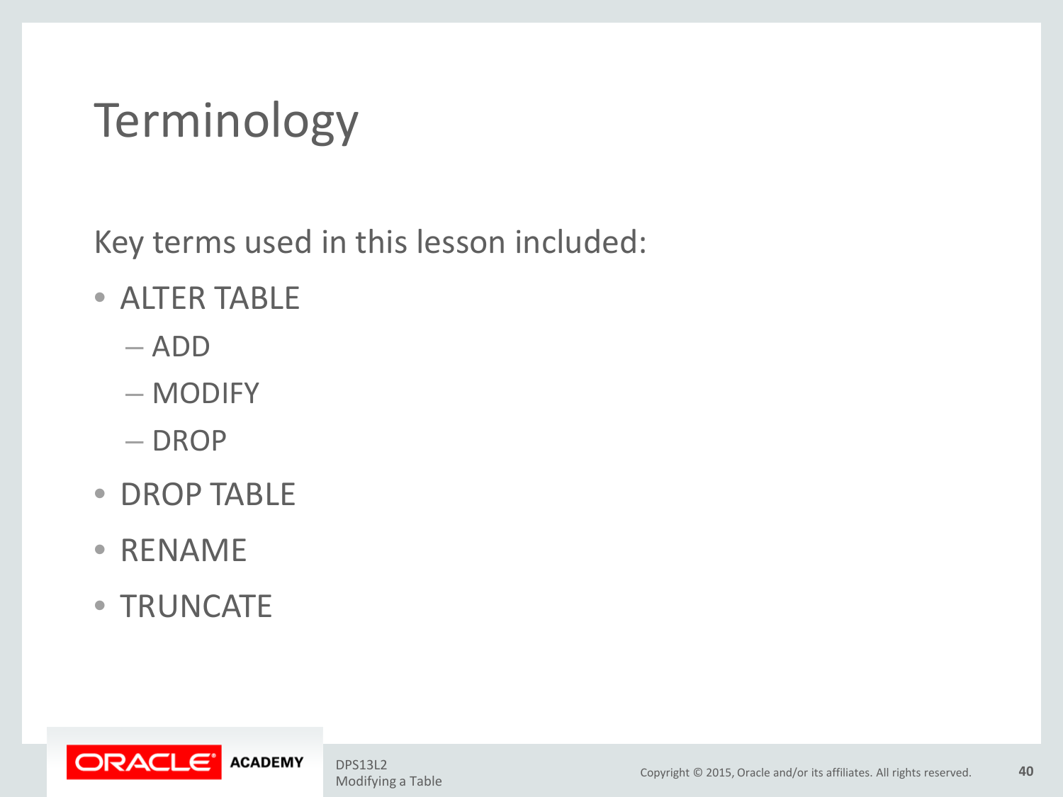# Terminology

Key terms used in this lesson included:

- ALTER TABLE
  - ADD
  - MODIFY
  - DROP
- DROP TABLE
- RENAME
- TRUNCATE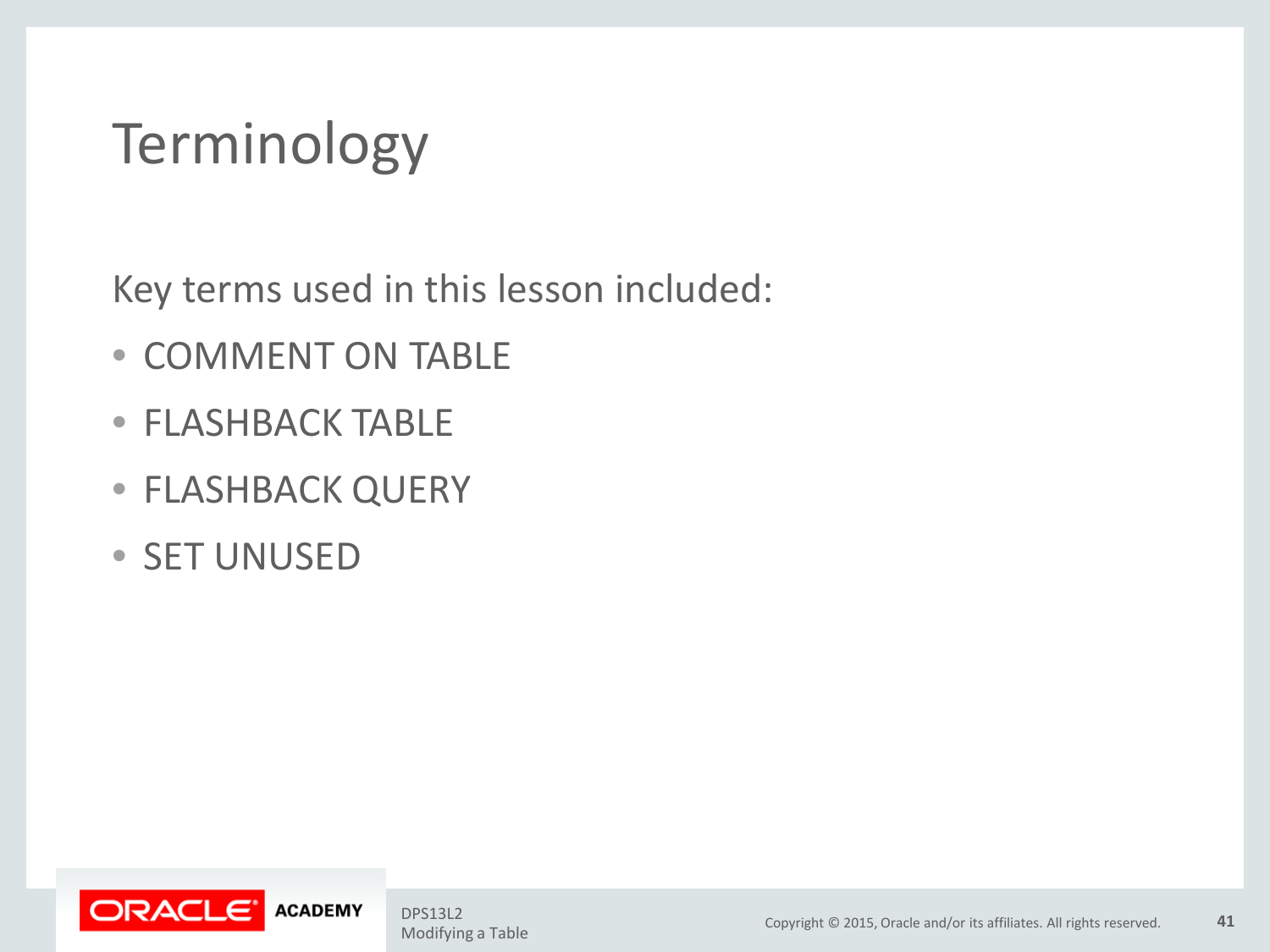# Terminology

Key terms used in this lesson included:

- COMMENT ON TABLE
- FLASHBACK TABLE
- FLASHBACK QUERY
- SET UNUSED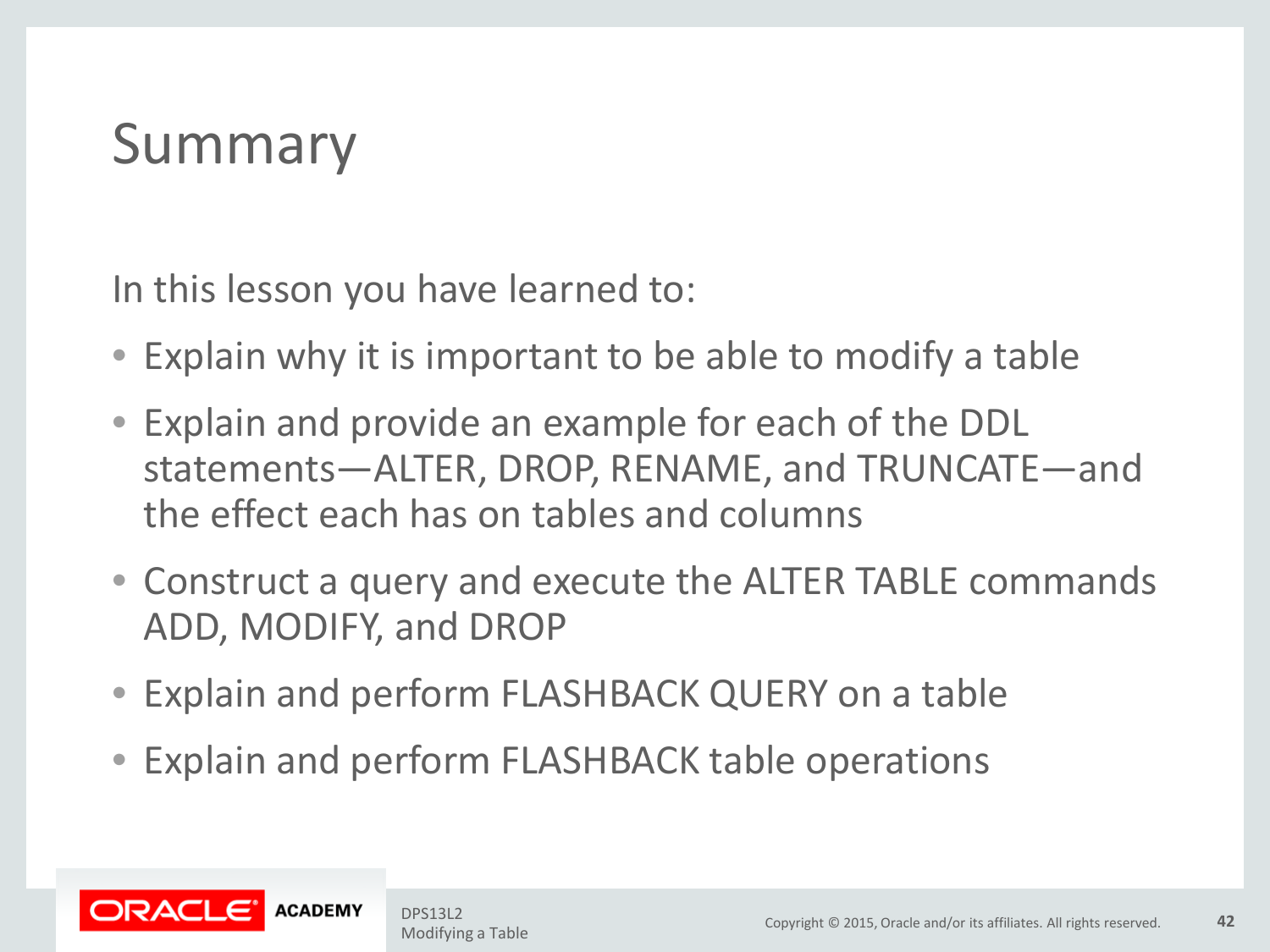# Summary

In this lesson you have learned to:

- Explain why it is important to be able to modify a table
- Explain and provide an example for each of the DDL statements—ALTER, DROP, RENAME, and TRUNCATE—and the effect each has on tables and columns
- Construct a query and execute the ALTER TABLE commands ADD, MODIFY, and DROP
- Explain and perform FLASHBACK QUERY on a table
- Explain and perform FLASHBACK table operations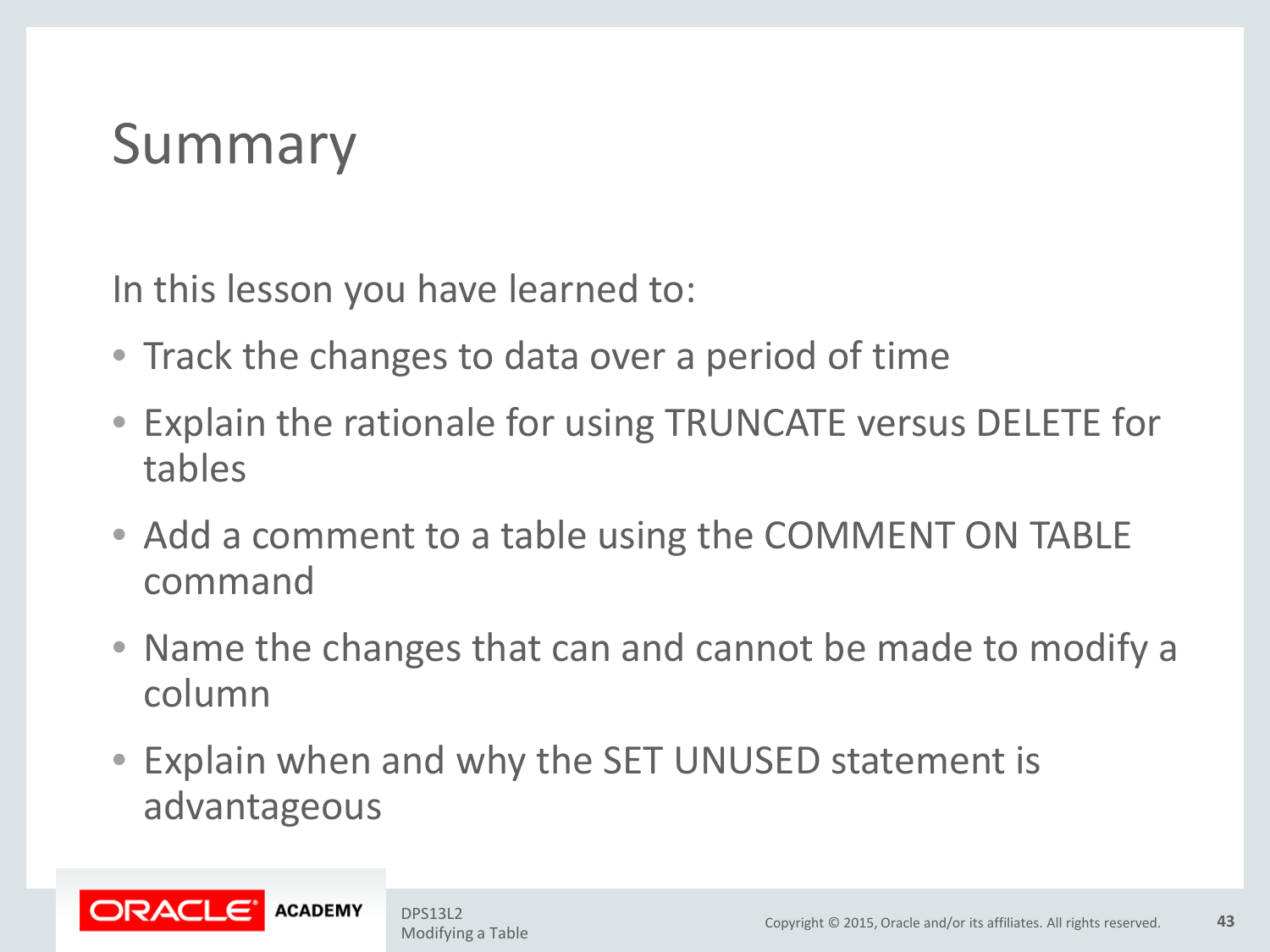# Summary

In this lesson you have learned to:

- Track the changes to data over a period of time
- Explain the rationale for using TRUNCATE versus DELETE for tables
- Add a comment to a table using the COMMENT ON TABLE command
- Name the changes that can and cannot be made to modify a column
- Explain when and why the SET UNUSED statement is advantageous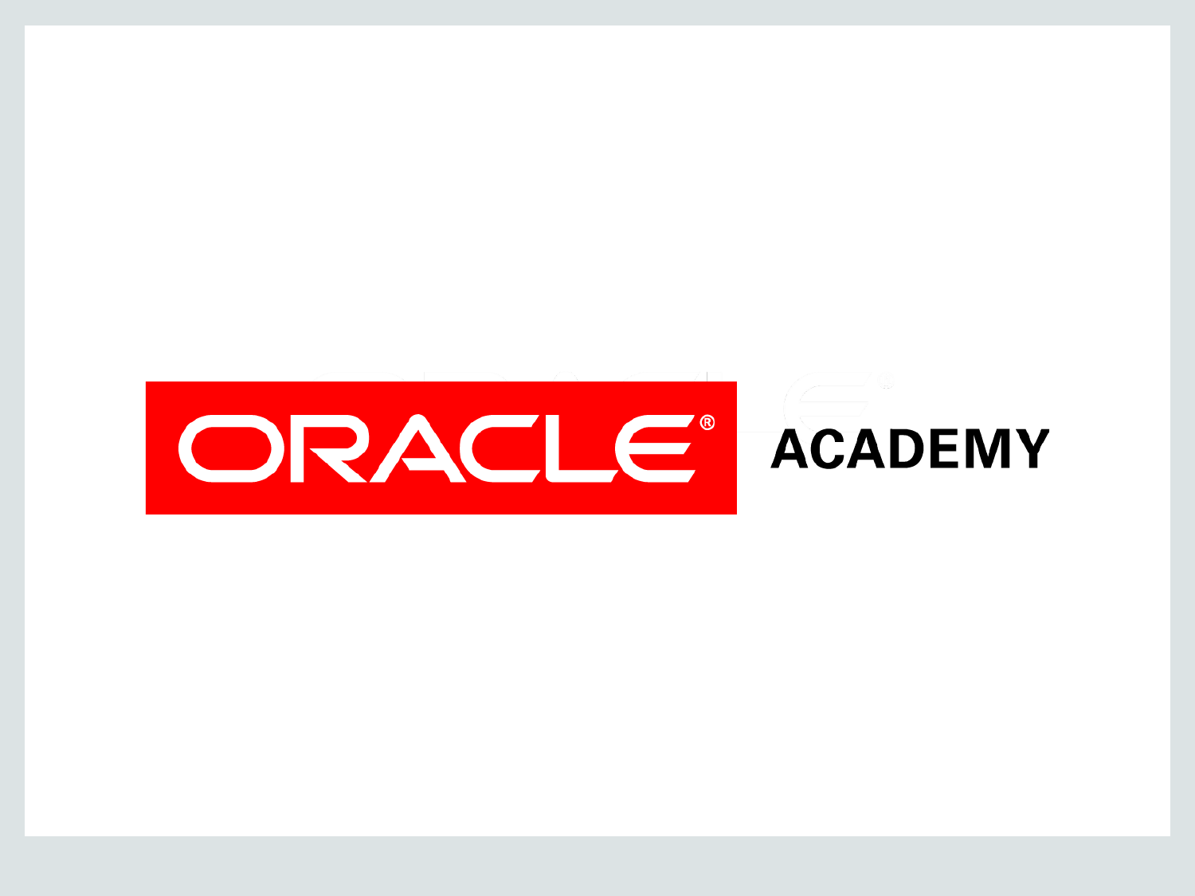ORACLE® ACADEMY